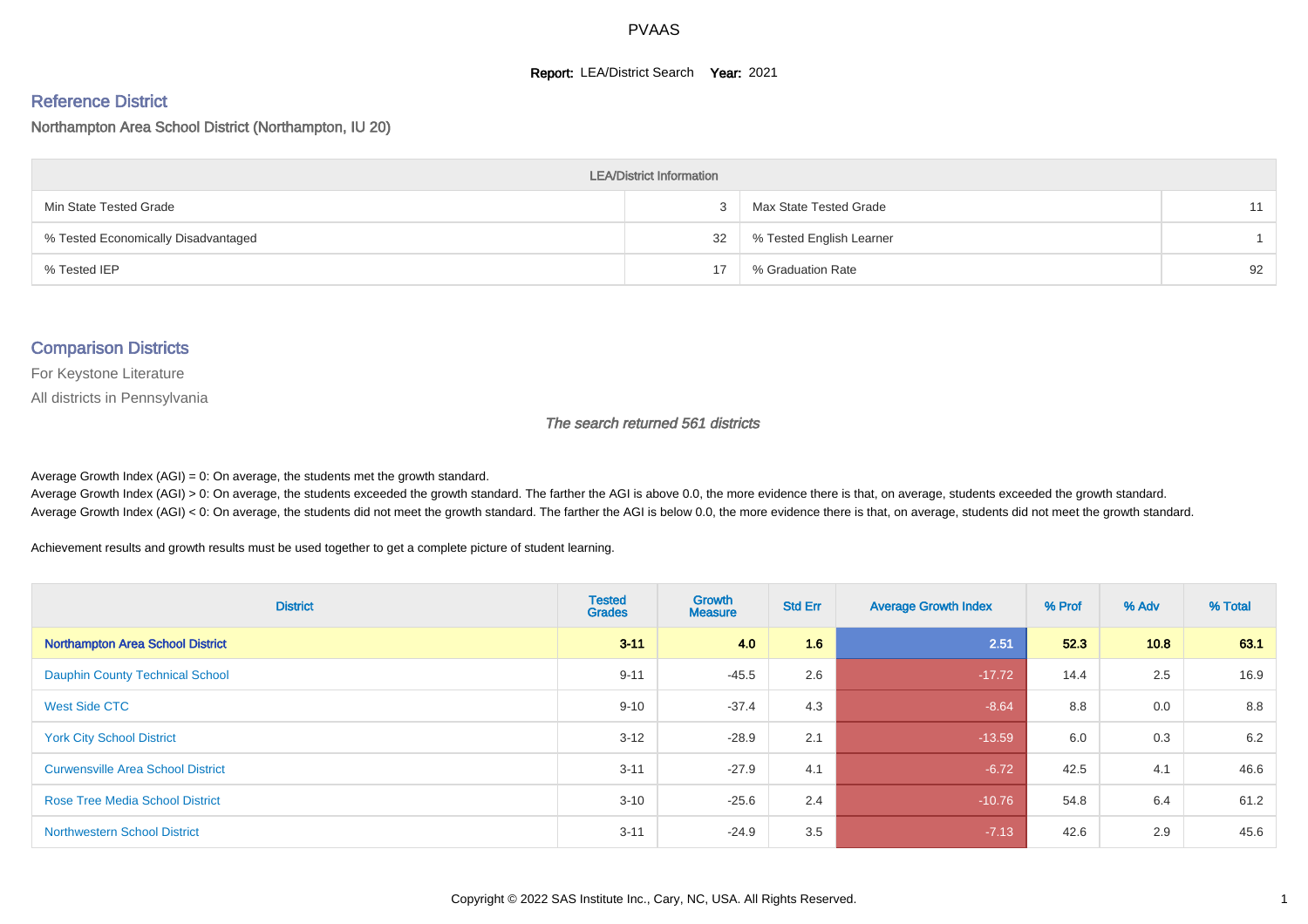PVAAS

**Report:** LEA/District Search **Year:** 2021

## Reference District

Northampton Area School District (Northampton, IU 20)

| LEA/District Information | | | |
|---|---|---|---|
| Min State Tested Grade | 3 | Max State Tested Grade | 11 |
| % Tested Economically Disadvantaged | 32 | % Tested English Learner | 1 |
| % Tested IEP | 17 | % Graduation Rate | 92 |

## Comparison Districts

For Keystone Literature

All districts in Pennsylvania

*The search returned 561 districts*

Average Growth Index (AGI) = 0: On average, the students met the growth standard.
Average Growth Index (AGI) > 0: On average, the students exceeded the growth standard. The farther the AGI is above 0.0, the more evidence there is that, on average, students exceeded the growth standard.
Average Growth Index (AGI) < 0: On average, the students did not meet the growth standard. The farther the AGI is below 0.0, the more evidence there is that, on average, students did not meet the growth standard.

Achievement results and growth results must be used together to get a complete picture of student learning.

| District | Tested Grades | Growth Measure | Std Err | Average Growth Index | % Prof | % Adv | % Total |
|---|---|---|---|---|---|---|---|
| **Northampton Area School District** | **3-11** | **4.0** | **1.6** | **2.51** | **52.3** | **10.8** | **63.1** |
| Dauphin County Technical School | 9-11 | -45.5 | 2.6 | -17.72 | 14.4 | 2.5 | 16.9 |
| West Side CTC | 9-10 | -37.4 | 4.3 | -8.64 | 8.8 | 0.0 | 8.8 |
| York City School District | 3-12 | -28.9 | 2.1 | -13.59 | 6.0 | 0.3 | 6.2 |
| Curwensville Area School District | 3-11 | -27.9 | 4.1 | -6.72 | 42.5 | 4.1 | 46.6 |
| Rose Tree Media School District | 3-10 | -25.6 | 2.4 | -10.76 | 54.8 | 6.4 | 61.2 |
| Northwestern School District | 3-11 | -24.9 | 3.5 | -7.13 | 42.6 | 2.9 | 45.6 |

Copyright © 2022 SAS Institute Inc., Cary, NC, USA. All Rights Reserved.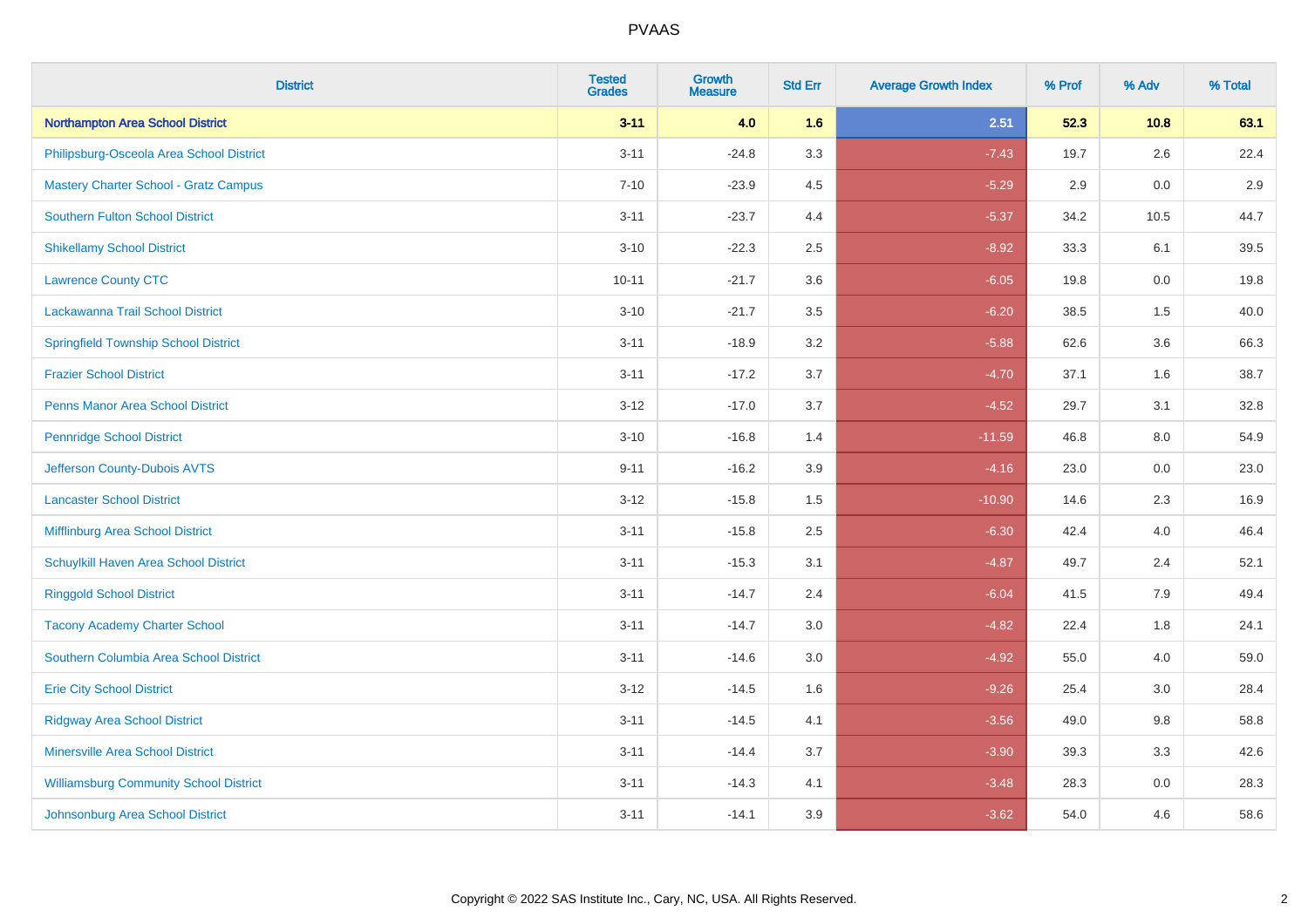# PVAAS

| District | Tested Grades | Growth Measure | Std Err | Average Growth Index | % Prof | % Adv | % Total |
|---|---|---|---|---|---|---|---|
| **Northampton Area School District** | **3-11** | **4.0** | **1.6** | **2.51** | **52.3** | **10.8** | **63.1** |
| Philipsburg-Osceola Area School District | 3-11 | -24.8 | 3.3 | -7.43 | 19.7 | 2.6 | 22.4 |
| Mastery Charter School - Gratz Campus | 7-10 | -23.9 | 4.5 | -5.29 | 2.9 | 0.0 | 2.9 |
| Southern Fulton School District | 3-11 | -23.7 | 4.4 | -5.37 | 34.2 | 10.5 | 44.7 |
| Shikellamy School District | 3-10 | -22.3 | 2.5 | -8.92 | 33.3 | 6.1 | 39.5 |
| Lawrence County CTC | 10-11 | -21.7 | 3.6 | -6.05 | 19.8 | 0.0 | 19.8 |
| Lackawanna Trail School District | 3-10 | -21.7 | 3.5 | -6.20 | 38.5 | 1.5 | 40.0 |
| Springfield Township School District | 3-11 | -18.9 | 3.2 | -5.88 | 62.6 | 3.6 | 66.3 |
| Frazier School District | 3-11 | -17.2 | 3.7 | -4.70 | 37.1 | 1.6 | 38.7 |
| Penns Manor Area School District | 3-12 | -17.0 | 3.7 | -4.52 | 29.7 | 3.1 | 32.8 |
| Pennridge School District | 3-10 | -16.8 | 1.4 | -11.59 | 46.8 | 8.0 | 54.9 |
| Jefferson County-Dubois AVTS | 9-11 | -16.2 | 3.9 | -4.16 | 23.0 | 0.0 | 23.0 |
| Lancaster School District | 3-12 | -15.8 | 1.5 | -10.90 | 14.6 | 2.3 | 16.9 |
| Mifflinburg Area School District | 3-11 | -15.8 | 2.5 | -6.30 | 42.4 | 4.0 | 46.4 |
| Schuylkill Haven Area School District | 3-11 | -15.3 | 3.1 | -4.87 | 49.7 | 2.4 | 52.1 |
| Ringgold School District | 3-11 | -14.7 | 2.4 | -6.04 | 41.5 | 7.9 | 49.4 |
| Tacony Academy Charter School | 3-11 | -14.7 | 3.0 | -4.82 | 22.4 | 1.8 | 24.1 |
| Southern Columbia Area School District | 3-11 | -14.6 | 3.0 | -4.92 | 55.0 | 4.0 | 59.0 |
| Erie City School District | 3-12 | -14.5 | 1.6 | -9.26 | 25.4 | 3.0 | 28.4 |
| Ridgway Area School District | 3-11 | -14.5 | 4.1 | -3.56 | 49.0 | 9.8 | 58.8 |
| Minersville Area School District | 3-11 | -14.4 | 3.7 | -3.90 | 39.3 | 3.3 | 42.6 |
| Williamsburg Community School District | 3-11 | -14.3 | 4.1 | -3.48 | 28.3 | 0.0 | 28.3 |
| Johnsonburg Area School District | 3-11 | -14.1 | 3.9 | -3.62 | 54.0 | 4.6 | 58.6 |

Copyright © 2022 SAS Institute Inc., Cary, NC, USA. All Rights Reserved.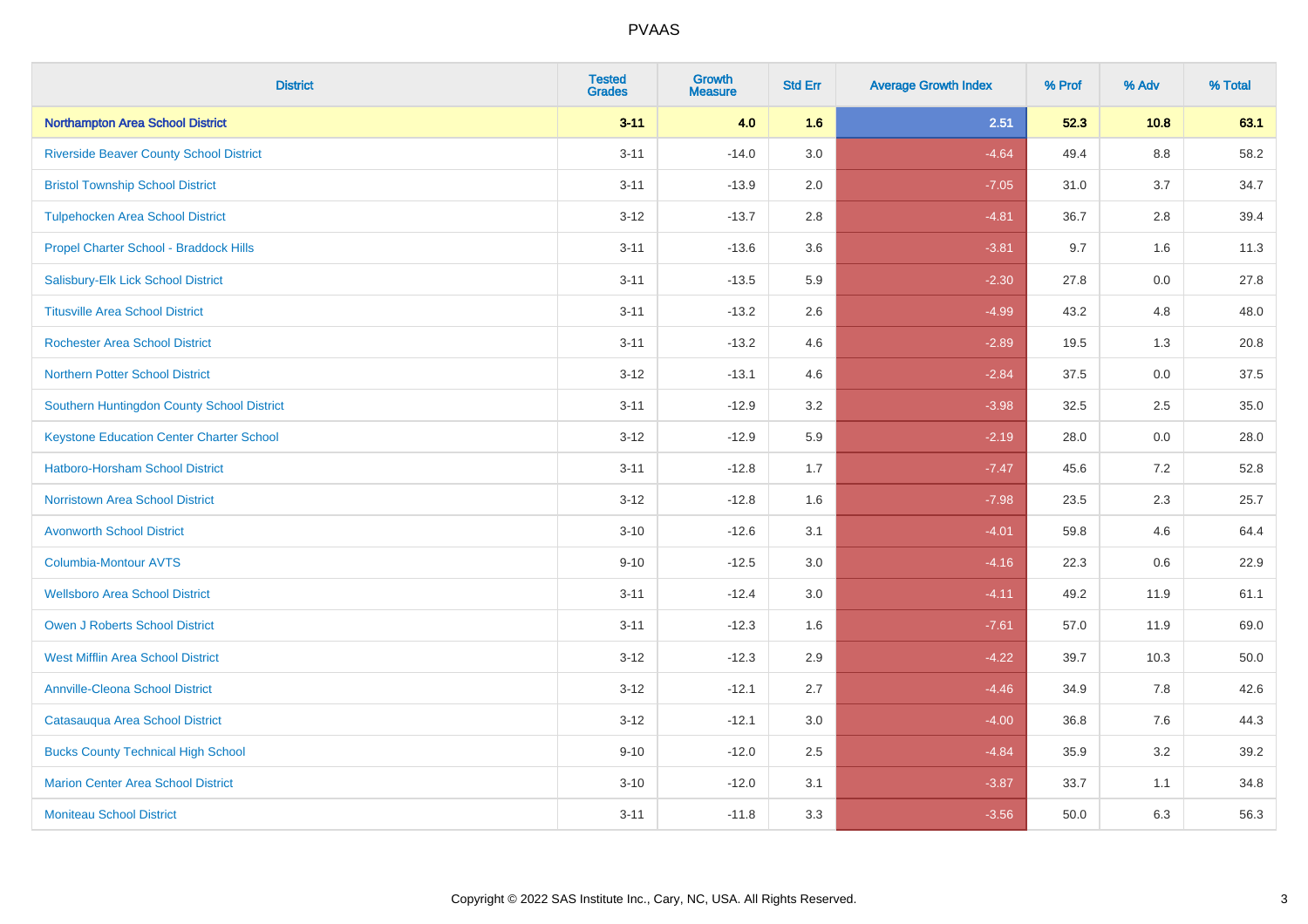# PVAAS

| District | Tested Grades | Growth Measure | Std Err | Average Growth Index | % Prof | % Adv | % Total |
|---|---|---|---|---|---|---|---|
| **Northampton Area School District** | **3-11** | **4.0** | **1.6** | **2.51** | **52.3** | **10.8** | **63.1** |
| Riverside Beaver County School District | 3-11 | -14.0 | 3.0 | -4.64 | 49.4 | 8.8 | 58.2 |
| Bristol Township School District | 3-11 | -13.9 | 2.0 | -7.05 | 31.0 | 3.7 | 34.7 |
| Tulpehocken Area School District | 3-12 | -13.7 | 2.8 | -4.81 | 36.7 | 2.8 | 39.4 |
| Propel Charter School - Braddock Hills | 3-11 | -13.6 | 3.6 | -3.81 | 9.7 | 1.6 | 11.3 |
| Salisbury-Elk Lick School District | 3-11 | -13.5 | 5.9 | -2.30 | 27.8 | 0.0 | 27.8 |
| Titusville Area School District | 3-11 | -13.2 | 2.6 | -4.99 | 43.2 | 4.8 | 48.0 |
| Rochester Area School District | 3-11 | -13.2 | 4.6 | -2.89 | 19.5 | 1.3 | 20.8 |
| Northern Potter School District | 3-12 | -13.1 | 4.6 | -2.84 | 37.5 | 0.0 | 37.5 |
| Southern Huntingdon County School District | 3-11 | -12.9 | 3.2 | -3.98 | 32.5 | 2.5 | 35.0 |
| Keystone Education Center Charter School | 3-12 | -12.9 | 5.9 | -2.19 | 28.0 | 0.0 | 28.0 |
| Hatboro-Horsham School District | 3-11 | -12.8 | 1.7 | -7.47 | 45.6 | 7.2 | 52.8 |
| Norristown Area School District | 3-12 | -12.8 | 1.6 | -7.98 | 23.5 | 2.3 | 25.7 |
| Avonworth School District | 3-10 | -12.6 | 3.1 | -4.01 | 59.8 | 4.6 | 64.4 |
| Columbia-Montour AVTS | 9-10 | -12.5 | 3.0 | -4.16 | 22.3 | 0.6 | 22.9 |
| Wellsboro Area School District | 3-11 | -12.4 | 3.0 | -4.11 | 49.2 | 11.9 | 61.1 |
| Owen J Roberts School District | 3-11 | -12.3 | 1.6 | -7.61 | 57.0 | 11.9 | 69.0 |
| West Mifflin Area School District | 3-12 | -12.3 | 2.9 | -4.22 | 39.7 | 10.3 | 50.0 |
| Annville-Cleona School District | 3-12 | -12.1 | 2.7 | -4.46 | 34.9 | 7.8 | 42.6 |
| Catasauqua Area School District | 3-12 | -12.1 | 3.0 | -4.00 | 36.8 | 7.6 | 44.3 |
| Bucks County Technical High School | 9-10 | -12.0 | 2.5 | -4.84 | 35.9 | 3.2 | 39.2 |
| Marion Center Area School District | 3-10 | -12.0 | 3.1 | -3.87 | 33.7 | 1.1 | 34.8 |
| Moniteau School District | 3-11 | -11.8 | 3.3 | -3.56 | 50.0 | 6.3 | 56.3 |

Copyright © 2022 SAS Institute Inc., Cary, NC, USA. All Rights Reserved.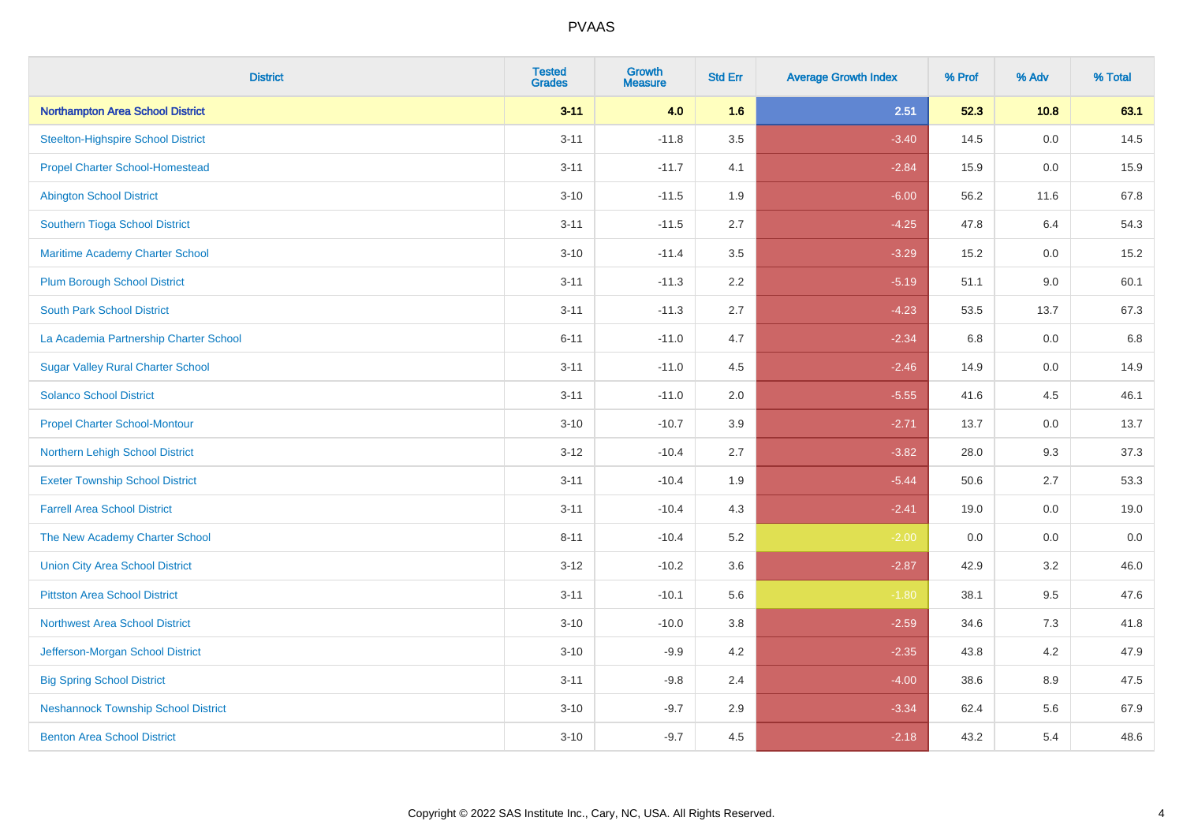| District | Tested Grades | Growth Measure | Std Err | Average Growth Index | % Prof | % Adv | % Total |
|---|---|---|---|---|---|---|---|
| **Northampton Area School District** | **3-11** | **4.0** | **1.6** | **2.51** | **52.3** | **10.8** | **63.1** |
| Steelton-Highspire School District | 3-11 | -11.8 | 3.5 | -3.40 | 14.5 | 0.0 | 14.5 |
| Propel Charter School-Homestead | 3-11 | -11.7 | 4.1 | -2.84 | 15.9 | 0.0 | 15.9 |
| Abington School District | 3-10 | -11.5 | 1.9 | -6.00 | 56.2 | 11.6 | 67.8 |
| Southern Tioga School District | 3-11 | -11.5 | 2.7 | -4.25 | 47.8 | 6.4 | 54.3 |
| Maritime Academy Charter School | 3-10 | -11.4 | 3.5 | -3.29 | 15.2 | 0.0 | 15.2 |
| Plum Borough School District | 3-11 | -11.3 | 2.2 | -5.19 | 51.1 | 9.0 | 60.1 |
| South Park School District | 3-11 | -11.3 | 2.7 | -4.23 | 53.5 | 13.7 | 67.3 |
| La Academia Partnership Charter School | 6-11 | -11.0 | 4.7 | -2.34 | 6.8 | 0.0 | 6.8 |
| Sugar Valley Rural Charter School | 3-11 | -11.0 | 4.5 | -2.46 | 14.9 | 0.0 | 14.9 |
| Solanco School District | 3-11 | -11.0 | 2.0 | -5.55 | 41.6 | 4.5 | 46.1 |
| Propel Charter School-Montour | 3-10 | -10.7 | 3.9 | -2.71 | 13.7 | 0.0 | 13.7 |
| Northern Lehigh School District | 3-12 | -10.4 | 2.7 | -3.82 | 28.0 | 9.3 | 37.3 |
| Exeter Township School District | 3-11 | -10.4 | 1.9 | -5.44 | 50.6 | 2.7 | 53.3 |
| Farrell Area School District | 3-11 | -10.4 | 4.3 | -2.41 | 19.0 | 0.0 | 19.0 |
| The New Academy Charter School | 8-11 | -10.4 | 5.2 | -2.00 | 0.0 | 0.0 | 0.0 |
| Union City Area School District | 3-12 | -10.2 | 3.6 | -2.87 | 42.9 | 3.2 | 46.0 |
| Pittston Area School District | 3-11 | -10.1 | 5.6 | -1.80 | 38.1 | 9.5 | 47.6 |
| Northwest Area School District | 3-10 | -10.0 | 3.8 | -2.59 | 34.6 | 7.3 | 41.8 |
| Jefferson-Morgan School District | 3-10 | -9.9 | 4.2 | -2.35 | 43.8 | 4.2 | 47.9 |
| Big Spring School District | 3-11 | -9.8 | 2.4 | -4.00 | 38.6 | 8.9 | 47.5 |
| Neshannock Township School District | 3-10 | -9.7 | 2.9 | -3.34 | 62.4 | 5.6 | 67.9 |
| Benton Area School District | 3-10 | -9.7 | 4.5 | -2.18 | 43.2 | 5.4 | 48.6 |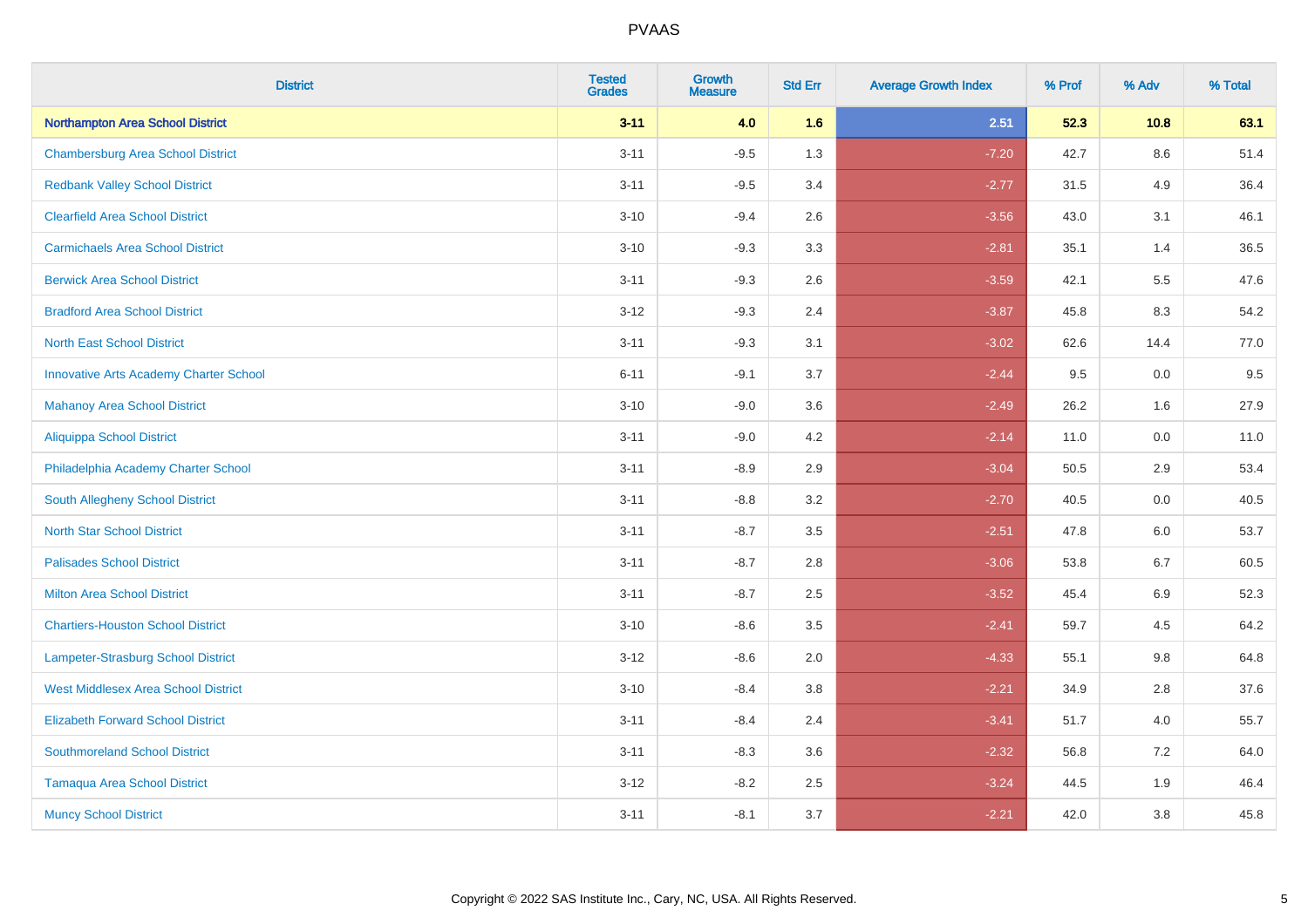# PVAAS

| District | Tested Grades | Growth Measure | Std Err | Average Growth Index | % Prof | % Adv | % Total |
|---|---|---|---|---|---|---|---|
| **Northampton Area School District** | **3-11** | **4.0** | **1.6** | **2.51** | **52.3** | **10.8** | **63.1** |
| Chambersburg Area School District | 3-11 | -9.5 | 1.3 | -7.20 | 42.7 | 8.6 | 51.4 |
| Redbank Valley School District | 3-11 | -9.5 | 3.4 | -2.77 | 31.5 | 4.9 | 36.4 |
| Clearfield Area School District | 3-10 | -9.4 | 2.6 | -3.56 | 43.0 | 3.1 | 46.1 |
| Carmichaels Area School District | 3-10 | -9.3 | 3.3 | -2.81 | 35.1 | 1.4 | 36.5 |
| Berwick Area School District | 3-11 | -9.3 | 2.6 | -3.59 | 42.1 | 5.5 | 47.6 |
| Bradford Area School District | 3-12 | -9.3 | 2.4 | -3.87 | 45.8 | 8.3 | 54.2 |
| North East School District | 3-11 | -9.3 | 3.1 | -3.02 | 62.6 | 14.4 | 77.0 |
| Innovative Arts Academy Charter School | 6-11 | -9.1 | 3.7 | -2.44 | 9.5 | 0.0 | 9.5 |
| Mahanoy Area School District | 3-10 | -9.0 | 3.6 | -2.49 | 26.2 | 1.6 | 27.9 |
| Aliquippa School District | 3-11 | -9.0 | 4.2 | -2.14 | 11.0 | 0.0 | 11.0 |
| Philadelphia Academy Charter School | 3-11 | -8.9 | 2.9 | -3.04 | 50.5 | 2.9 | 53.4 |
| South Allegheny School District | 3-11 | -8.8 | 3.2 | -2.70 | 40.5 | 0.0 | 40.5 |
| North Star School District | 3-11 | -8.7 | 3.5 | -2.51 | 47.8 | 6.0 | 53.7 |
| Palisades School District | 3-11 | -8.7 | 2.8 | -3.06 | 53.8 | 6.7 | 60.5 |
| Milton Area School District | 3-11 | -8.7 | 2.5 | -3.52 | 45.4 | 6.9 | 52.3 |
| Chartiers-Houston School District | 3-10 | -8.6 | 3.5 | -2.41 | 59.7 | 4.5 | 64.2 |
| Lampeter-Strasburg School District | 3-12 | -8.6 | 2.0 | -4.33 | 55.1 | 9.8 | 64.8 |
| West Middlesex Area School District | 3-10 | -8.4 | 3.8 | -2.21 | 34.9 | 2.8 | 37.6 |
| Elizabeth Forward School District | 3-11 | -8.4 | 2.4 | -3.41 | 51.7 | 4.0 | 55.7 |
| Southmoreland School District | 3-11 | -8.3 | 3.6 | -2.32 | 56.8 | 7.2 | 64.0 |
| Tamaqua Area School District | 3-12 | -8.2 | 2.5 | -3.24 | 44.5 | 1.9 | 46.4 |
| Muncy School District | 3-11 | -8.1 | 3.7 | -2.21 | 42.0 | 3.8 | 45.8 |

Copyright © 2022 SAS Institute Inc., Cary, NC, USA. All Rights Reserved.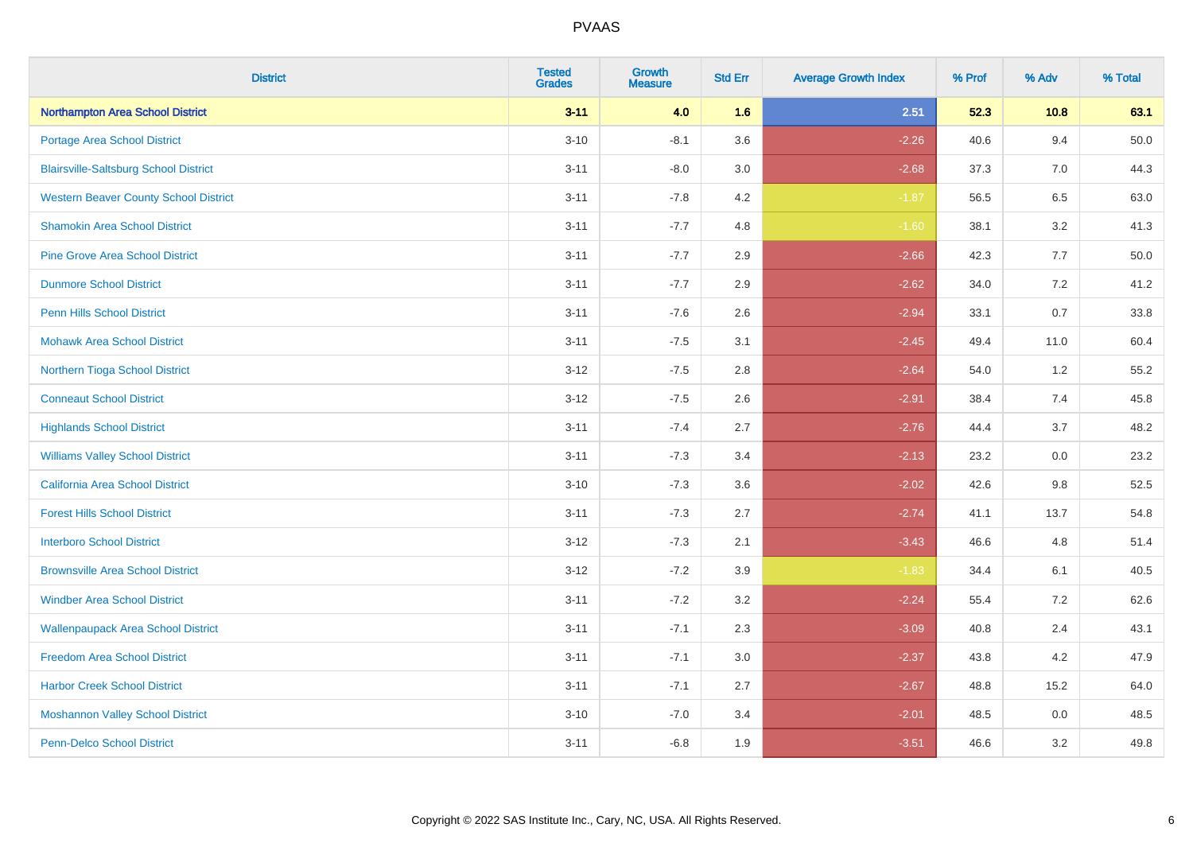PVAAS

| District | Tested Grades | Growth Measure | Std Err | Average Growth Index | % Prof | % Adv | % Total |
|---|---|---|---|---|---|---|---|
| **Northampton Area School District** | **3-11** | **4.0** | **1.6** | **2.51** | **52.3** | **10.8** | **63.1** |
| Portage Area School District | 3-10 | -8.1 | 3.6 | -2.26 | 40.6 | 9.4 | 50.0 |
| Blairsville-Saltsburg School District | 3-11 | -8.0 | 3.0 | -2.68 | 37.3 | 7.0 | 44.3 |
| Western Beaver County School District | 3-11 | -7.8 | 4.2 | -1.87 | 56.5 | 6.5 | 63.0 |
| Shamokin Area School District | 3-11 | -7.7 | 4.8 | -1.60 | 38.1 | 3.2 | 41.3 |
| Pine Grove Area School District | 3-11 | -7.7 | 2.9 | -2.66 | 42.3 | 7.7 | 50.0 |
| Dunmore School District | 3-11 | -7.7 | 2.9 | -2.62 | 34.0 | 7.2 | 41.2 |
| Penn Hills School District | 3-11 | -7.6 | 2.6 | -2.94 | 33.1 | 0.7 | 33.8 |
| Mohawk Area School District | 3-11 | -7.5 | 3.1 | -2.45 | 49.4 | 11.0 | 60.4 |
| Northern Tioga School District | 3-12 | -7.5 | 2.8 | -2.64 | 54.0 | 1.2 | 55.2 |
| Conneaut School District | 3-12 | -7.5 | 2.6 | -2.91 | 38.4 | 7.4 | 45.8 |
| Highlands School District | 3-11 | -7.4 | 2.7 | -2.76 | 44.4 | 3.7 | 48.2 |
| Williams Valley School District | 3-11 | -7.3 | 3.4 | -2.13 | 23.2 | 0.0 | 23.2 |
| California Area School District | 3-10 | -7.3 | 3.6 | -2.02 | 42.6 | 9.8 | 52.5 |
| Forest Hills School District | 3-11 | -7.3 | 2.7 | -2.74 | 41.1 | 13.7 | 54.8 |
| Interboro School District | 3-12 | -7.3 | 2.1 | -3.43 | 46.6 | 4.8 | 51.4 |
| Brownsville Area School District | 3-12 | -7.2 | 3.9 | -1.83 | 34.4 | 6.1 | 40.5 |
| Windber Area School District | 3-11 | -7.2 | 3.2 | -2.24 | 55.4 | 7.2 | 62.6 |
| Wallenpaupack Area School District | 3-11 | -7.1 | 2.3 | -3.09 | 40.8 | 2.4 | 43.1 |
| Freedom Area School District | 3-11 | -7.1 | 3.0 | -2.37 | 43.8 | 4.2 | 47.9 |
| Harbor Creek School District | 3-11 | -7.1 | 2.7 | -2.67 | 48.8 | 15.2 | 64.0 |
| Moshannon Valley School District | 3-10 | -7.0 | 3.4 | -2.01 | 48.5 | 0.0 | 48.5 |
| Penn-Delco School District | 3-11 | -6.8 | 1.9 | -3.51 | 46.6 | 3.2 | 49.8 |

Copyright © 2022 SAS Institute Inc., Cary, NC, USA. All Rights Reserved.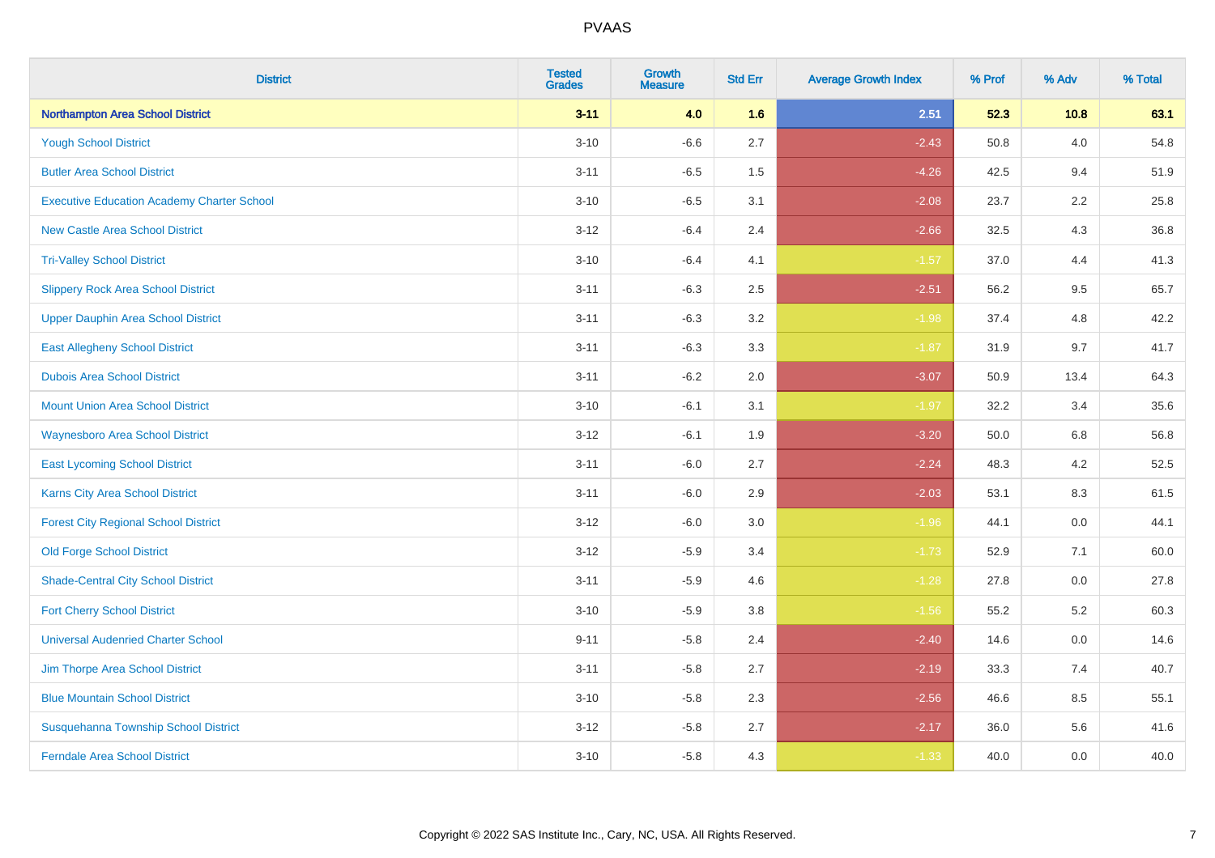# PVAAS

| District | Tested Grades | Growth Measure | Std Err | Average Growth Index | % Prof | % Adv | % Total |
|---|---|---|---|---|---|---|---|
| **Northampton Area School District** | **3-11** | **4.0** | **1.6** | **2.51** | **52.3** | **10.8** | **63.1** |
| Yough School District | 3-10 | -6.6 | 2.7 | -2.43 | 50.8 | 4.0 | 54.8 |
| Butler Area School District | 3-11 | -6.5 | 1.5 | -4.26 | 42.5 | 9.4 | 51.9 |
| Executive Education Academy Charter School | 3-10 | -6.5 | 3.1 | -2.08 | 23.7 | 2.2 | 25.8 |
| New Castle Area School District | 3-12 | -6.4 | 2.4 | -2.66 | 32.5 | 4.3 | 36.8 |
| Tri-Valley School District | 3-10 | -6.4 | 4.1 | -1.57 | 37.0 | 4.4 | 41.3 |
| Slippery Rock Area School District | 3-11 | -6.3 | 2.5 | -2.51 | 56.2 | 9.5 | 65.7 |
| Upper Dauphin Area School District | 3-11 | -6.3 | 3.2 | -1.98 | 37.4 | 4.8 | 42.2 |
| East Allegheny School District | 3-11 | -6.3 | 3.3 | -1.87 | 31.9 | 9.7 | 41.7 |
| Dubois Area School District | 3-11 | -6.2 | 2.0 | -3.07 | 50.9 | 13.4 | 64.3 |
| Mount Union Area School District | 3-10 | -6.1 | 3.1 | -1.97 | 32.2 | 3.4 | 35.6 |
| Waynesboro Area School District | 3-12 | -6.1 | 1.9 | -3.20 | 50.0 | 6.8 | 56.8 |
| East Lycoming School District | 3-11 | -6.0 | 2.7 | -2.24 | 48.3 | 4.2 | 52.5 |
| Karns City Area School District | 3-11 | -6.0 | 2.9 | -2.03 | 53.1 | 8.3 | 61.5 |
| Forest City Regional School District | 3-12 | -6.0 | 3.0 | -1.96 | 44.1 | 0.0 | 44.1 |
| Old Forge School District | 3-12 | -5.9 | 3.4 | -1.73 | 52.9 | 7.1 | 60.0 |
| Shade-Central City School District | 3-11 | -5.9 | 4.6 | -1.28 | 27.8 | 0.0 | 27.8 |
| Fort Cherry School District | 3-10 | -5.9 | 3.8 | -1.56 | 55.2 | 5.2 | 60.3 |
| Universal Audenried Charter School | 9-11 | -5.8 | 2.4 | -2.40 | 14.6 | 0.0 | 14.6 |
| Jim Thorpe Area School District | 3-11 | -5.8 | 2.7 | -2.19 | 33.3 | 7.4 | 40.7 |
| Blue Mountain School District | 3-10 | -5.8 | 2.3 | -2.56 | 46.6 | 8.5 | 55.1 |
| Susquehanna Township School District | 3-12 | -5.8 | 2.7 | -2.17 | 36.0 | 5.6 | 41.6 |
| Ferndale Area School District | 3-10 | -5.8 | 4.3 | -1.33 | 40.0 | 0.0 | 40.0 |

Copyright © 2022 SAS Institute Inc., Cary, NC, USA. All Rights Reserved.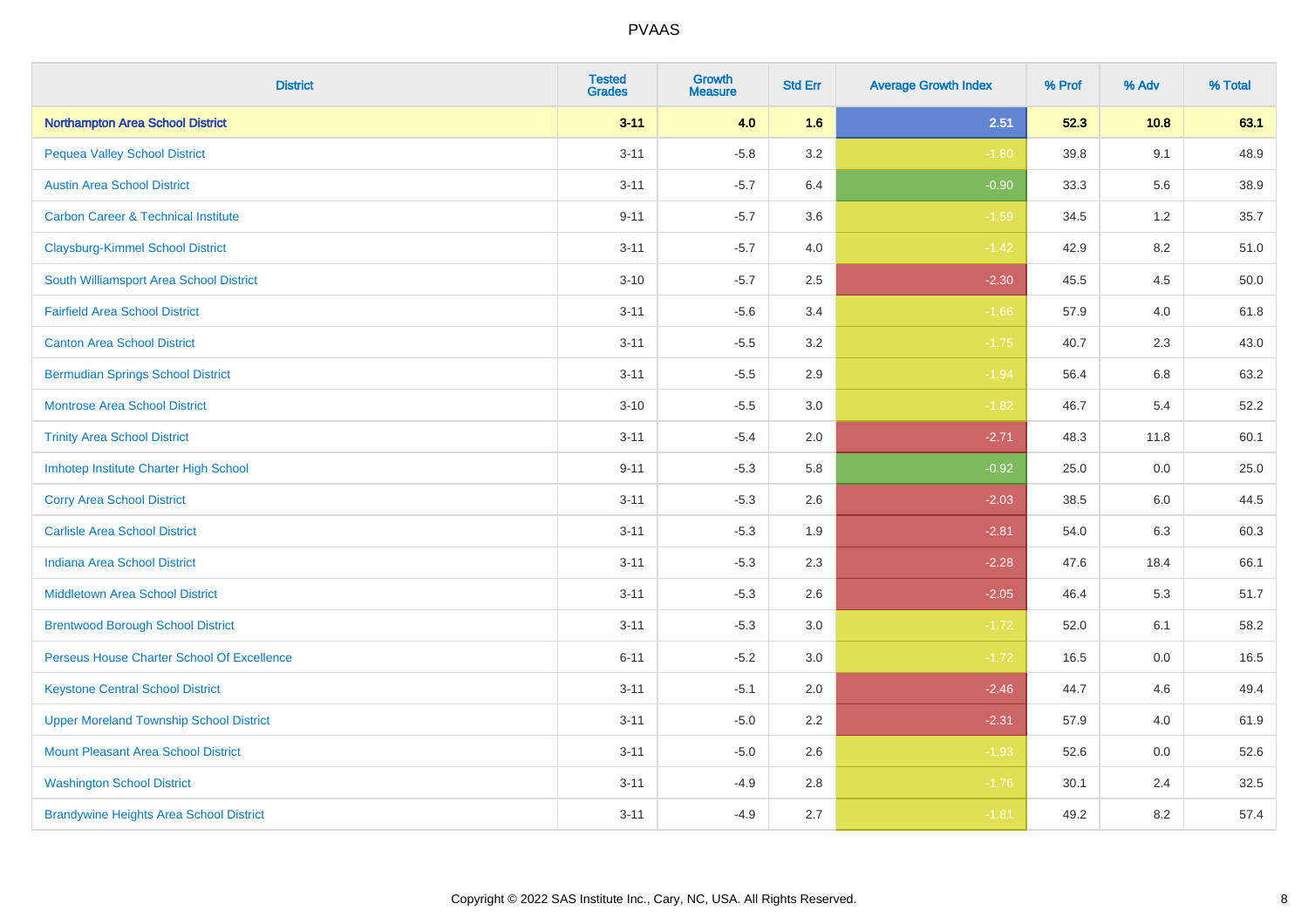# PVAAS

| District | Tested Grades | Growth Measure | Std Err | Average Growth Index | % Prof | % Adv | % Total |
|---|---|---|---|---|---|---|---|
| **Northampton Area School District** | **3-11** | **4.0** | **1.6** | **2.51** | **52.3** | **10.8** | **63.1** |
| Pequea Valley School District | 3-11 | -5.8 | 3.2 | -1.80 | 39.8 | 9.1 | 48.9 |
| Austin Area School District | 3-11 | -5.7 | 6.4 | -0.90 | 33.3 | 5.6 | 38.9 |
| Carbon Career & Technical Institute | 9-11 | -5.7 | 3.6 | -1.59 | 34.5 | 1.2 | 35.7 |
| Claysburg-Kimmel School District | 3-11 | -5.7 | 4.0 | -1.42 | 42.9 | 8.2 | 51.0 |
| South Williamsport Area School District | 3-10 | -5.7 | 2.5 | -2.30 | 45.5 | 4.5 | 50.0 |
| Fairfield Area School District | 3-11 | -5.6 | 3.4 | -1.66 | 57.9 | 4.0 | 61.8 |
| Canton Area School District | 3-11 | -5.5 | 3.2 | -1.75 | 40.7 | 2.3 | 43.0 |
| Bermudian Springs School District | 3-11 | -5.5 | 2.9 | -1.94 | 56.4 | 6.8 | 63.2 |
| Montrose Area School District | 3-10 | -5.5 | 3.0 | -1.82 | 46.7 | 5.4 | 52.2 |
| Trinity Area School District | 3-11 | -5.4 | 2.0 | -2.71 | 48.3 | 11.8 | 60.1 |
| Imhotep Institute Charter High School | 9-11 | -5.3 | 5.8 | -0.92 | 25.0 | 0.0 | 25.0 |
| Corry Area School District | 3-11 | -5.3 | 2.6 | -2.03 | 38.5 | 6.0 | 44.5 |
| Carlisle Area School District | 3-11 | -5.3 | 1.9 | -2.81 | 54.0 | 6.3 | 60.3 |
| Indiana Area School District | 3-11 | -5.3 | 2.3 | -2.28 | 47.6 | 18.4 | 66.1 |
| Middletown Area School District | 3-11 | -5.3 | 2.6 | -2.05 | 46.4 | 5.3 | 51.7 |
| Brentwood Borough School District | 3-11 | -5.3 | 3.0 | -1.72 | 52.0 | 6.1 | 58.2 |
| Perseus House Charter School Of Excellence | 6-11 | -5.2 | 3.0 | -1.72 | 16.5 | 0.0 | 16.5 |
| Keystone Central School District | 3-11 | -5.1 | 2.0 | -2.46 | 44.7 | 4.6 | 49.4 |
| Upper Moreland Township School District | 3-11 | -5.0 | 2.2 | -2.31 | 57.9 | 4.0 | 61.9 |
| Mount Pleasant Area School District | 3-11 | -5.0 | 2.6 | -1.93 | 52.6 | 0.0 | 52.6 |
| Washington School District | 3-11 | -4.9 | 2.8 | -1.76 | 30.1 | 2.4 | 32.5 |
| Brandywine Heights Area School District | 3-11 | -4.9 | 2.7 | -1.81 | 49.2 | 8.2 | 57.4 |

Copyright © 2022 SAS Institute Inc., Cary, NC, USA. All Rights Reserved.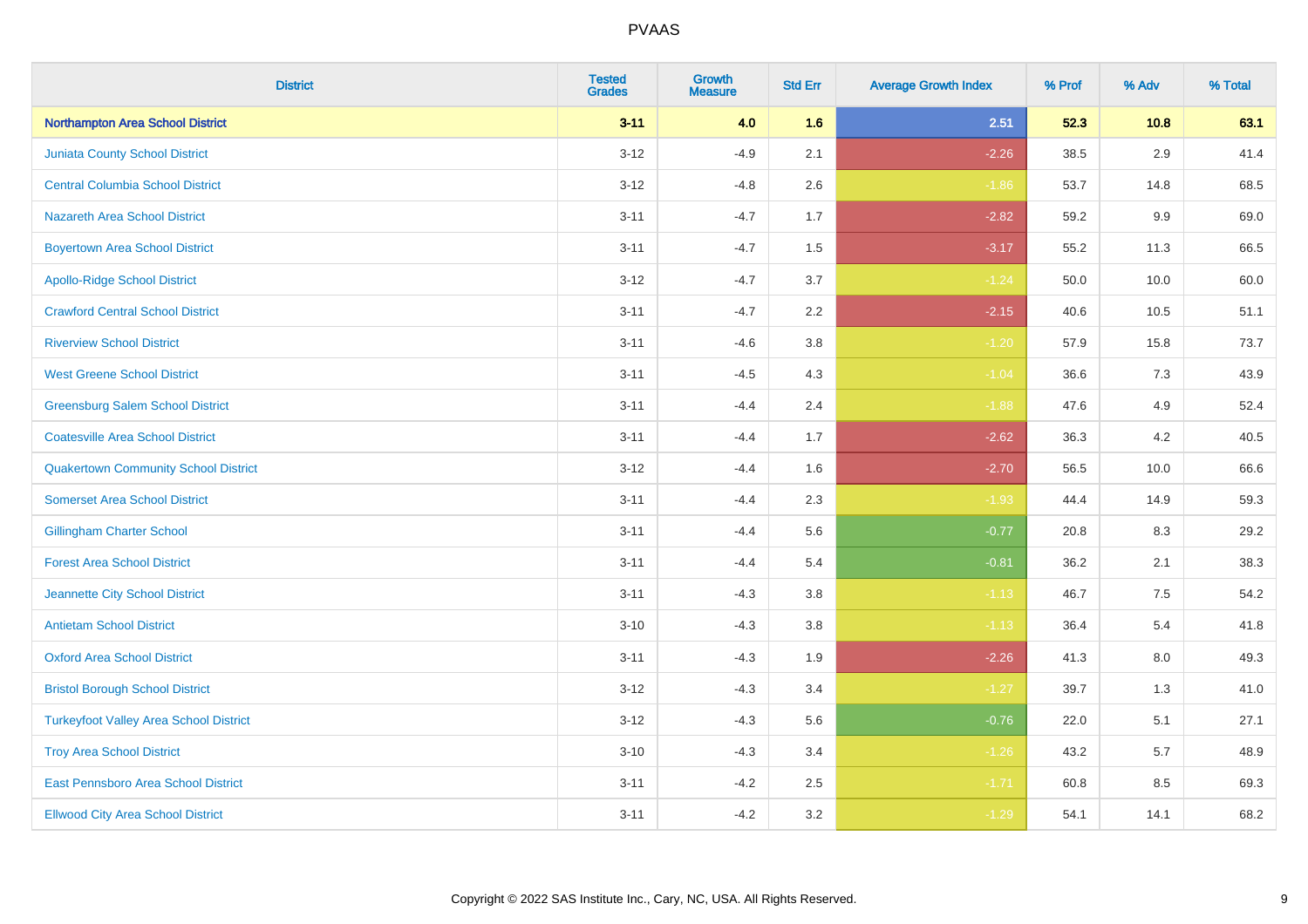# PVAAS

| District | Tested Grades | Growth Measure | Std Err | Average Growth Index | % Prof | % Adv | % Total |
|---|---|---|---|---|---|---|---|
| **Northampton Area School District** | **3-11** | **4.0** | **1.6** | **2.51** | **52.3** | **10.8** | **63.1** |
| Juniata County School District | 3-12 | -4.9 | 2.1 | -2.26 | 38.5 | 2.9 | 41.4 |
| Central Columbia School District | 3-12 | -4.8 | 2.6 | -1.86 | 53.7 | 14.8 | 68.5 |
| Nazareth Area School District | 3-11 | -4.7 | 1.7 | -2.82 | 59.2 | 9.9 | 69.0 |
| Boyertown Area School District | 3-11 | -4.7 | 1.5 | -3.17 | 55.2 | 11.3 | 66.5 |
| Apollo-Ridge School District | 3-12 | -4.7 | 3.7 | -1.24 | 50.0 | 10.0 | 60.0 |
| Crawford Central School District | 3-11 | -4.7 | 2.2 | -2.15 | 40.6 | 10.5 | 51.1 |
| Riverview School District | 3-11 | -4.6 | 3.8 | -1.20 | 57.9 | 15.8 | 73.7 |
| West Greene School District | 3-11 | -4.5 | 4.3 | -1.04 | 36.6 | 7.3 | 43.9 |
| Greensburg Salem School District | 3-11 | -4.4 | 2.4 | -1.88 | 47.6 | 4.9 | 52.4 |
| Coatesville Area School District | 3-11 | -4.4 | 1.7 | -2.62 | 36.3 | 4.2 | 40.5 |
| Quakertown Community School District | 3-12 | -4.4 | 1.6 | -2.70 | 56.5 | 10.0 | 66.6 |
| Somerset Area School District | 3-11 | -4.4 | 2.3 | -1.93 | 44.4 | 14.9 | 59.3 |
| Gillingham Charter School | 3-11 | -4.4 | 5.6 | -0.77 | 20.8 | 8.3 | 29.2 |
| Forest Area School District | 3-11 | -4.4 | 5.4 | -0.81 | 36.2 | 2.1 | 38.3 |
| Jeannette City School District | 3-11 | -4.3 | 3.8 | -1.13 | 46.7 | 7.5 | 54.2 |
| Antietam School District | 3-10 | -4.3 | 3.8 | -1.13 | 36.4 | 5.4 | 41.8 |
| Oxford Area School District | 3-11 | -4.3 | 1.9 | -2.26 | 41.3 | 8.0 | 49.3 |
| Bristol Borough School District | 3-12 | -4.3 | 3.4 | -1.27 | 39.7 | 1.3 | 41.0 |
| Turkeyfoot Valley Area School District | 3-12 | -4.3 | 5.6 | -0.76 | 22.0 | 5.1 | 27.1 |
| Troy Area School District | 3-10 | -4.3 | 3.4 | -1.26 | 43.2 | 5.7 | 48.9 |
| East Pennsboro Area School District | 3-11 | -4.2 | 2.5 | -1.71 | 60.8 | 8.5 | 69.3 |
| Ellwood City Area School District | 3-11 | -4.2 | 3.2 | -1.29 | 54.1 | 14.1 | 68.2 |

Copyright © 2022 SAS Institute Inc., Cary, NC, USA. All Rights Reserved.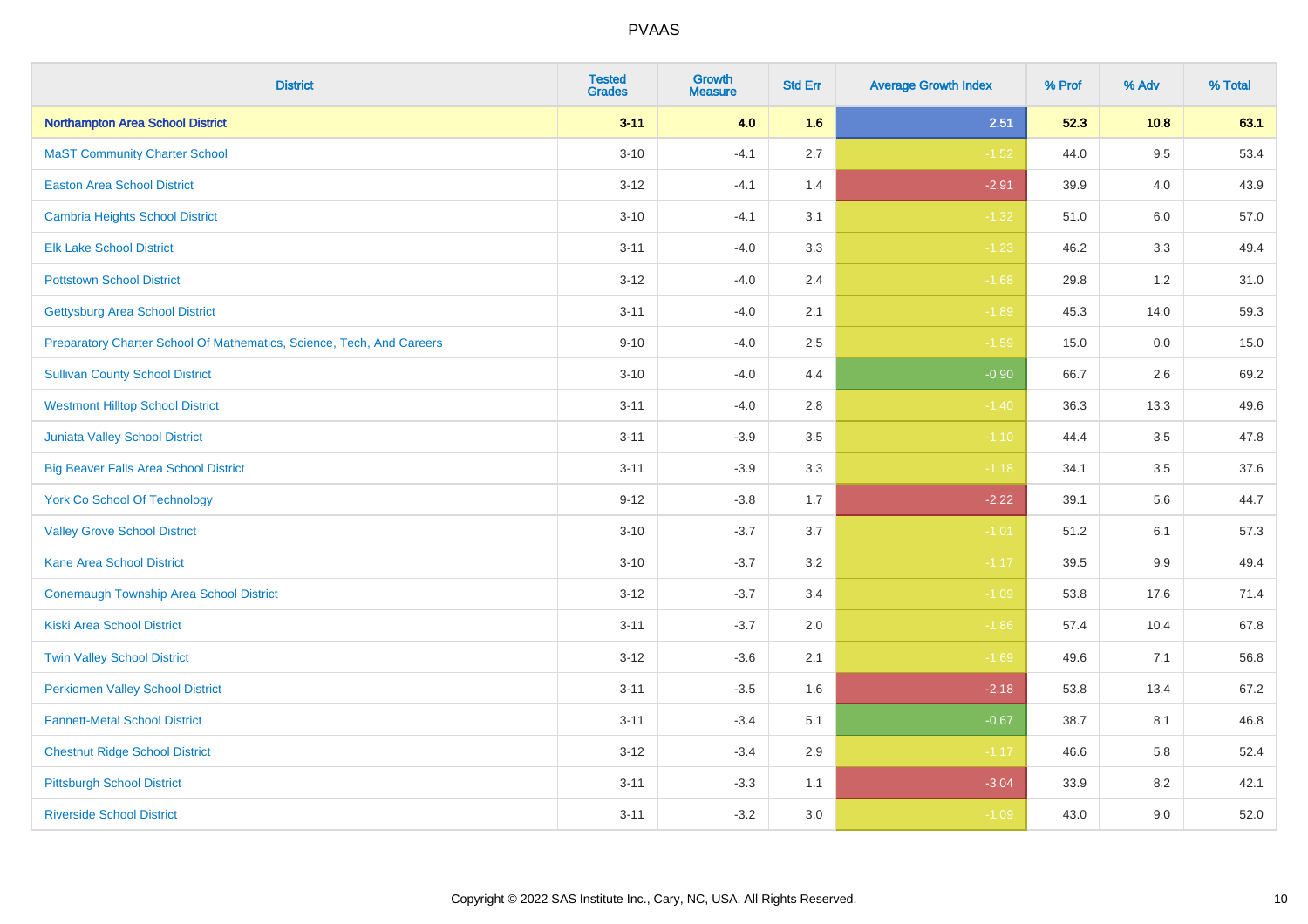# PVAAS

| District | Tested Grades | Growth Measure | Std Err | Average Growth Index | % Prof | % Adv | % Total |
|---|---|---|---|---|---|---|---|
| **Northampton Area School District** | **3-11** | **4.0** | **1.6** | **2.51** | **52.3** | **10.8** | **63.1** |
| MaST Community Charter School | 3-10 | -4.1 | 2.7 | -1.52 | 44.0 | 9.5 | 53.4 |
| Easton Area School District | 3-12 | -4.1 | 1.4 | -2.91 | 39.9 | 4.0 | 43.9 |
| Cambria Heights School District | 3-10 | -4.1 | 3.1 | -1.32 | 51.0 | 6.0 | 57.0 |
| Elk Lake School District | 3-11 | -4.0 | 3.3 | -1.23 | 46.2 | 3.3 | 49.4 |
| Pottstown School District | 3-12 | -4.0 | 2.4 | -1.68 | 29.8 | 1.2 | 31.0 |
| Gettysburg Area School District | 3-11 | -4.0 | 2.1 | -1.89 | 45.3 | 14.0 | 59.3 |
| Preparatory Charter School Of Mathematics, Science, Tech, And Careers | 9-10 | -4.0 | 2.5 | -1.59 | 15.0 | 0.0 | 15.0 |
| Sullivan County School District | 3-10 | -4.0 | 4.4 | -0.90 | 66.7 | 2.6 | 69.2 |
| Westmont Hilltop School District | 3-11 | -4.0 | 2.8 | -1.40 | 36.3 | 13.3 | 49.6 |
| Juniata Valley School District | 3-11 | -3.9 | 3.5 | -1.10 | 44.4 | 3.5 | 47.8 |
| Big Beaver Falls Area School District | 3-11 | -3.9 | 3.3 | -1.18 | 34.1 | 3.5 | 37.6 |
| York Co School Of Technology | 9-12 | -3.8 | 1.7 | -2.22 | 39.1 | 5.6 | 44.7 |
| Valley Grove School District | 3-10 | -3.7 | 3.7 | -1.01 | 51.2 | 6.1 | 57.3 |
| Kane Area School District | 3-10 | -3.7 | 3.2 | -1.17 | 39.5 | 9.9 | 49.4 |
| Conemaugh Township Area School District | 3-12 | -3.7 | 3.4 | -1.09 | 53.8 | 17.6 | 71.4 |
| Kiski Area School District | 3-11 | -3.7 | 2.0 | -1.86 | 57.4 | 10.4 | 67.8 |
| Twin Valley School District | 3-12 | -3.6 | 2.1 | -1.69 | 49.6 | 7.1 | 56.8 |
| Perkiomen Valley School District | 3-11 | -3.5 | 1.6 | -2.18 | 53.8 | 13.4 | 67.2 |
| Fannett-Metal School District | 3-11 | -3.4 | 5.1 | -0.67 | 38.7 | 8.1 | 46.8 |
| Chestnut Ridge School District | 3-12 | -3.4 | 2.9 | -1.17 | 46.6 | 5.8 | 52.4 |
| Pittsburgh School District | 3-11 | -3.3 | 1.1 | -3.04 | 33.9 | 8.2 | 42.1 |
| Riverside School District | 3-11 | -3.2 | 3.0 | -1.09 | 43.0 | 9.0 | 52.0 |

Copyright © 2022 SAS Institute Inc., Cary, NC, USA. All Rights Reserved.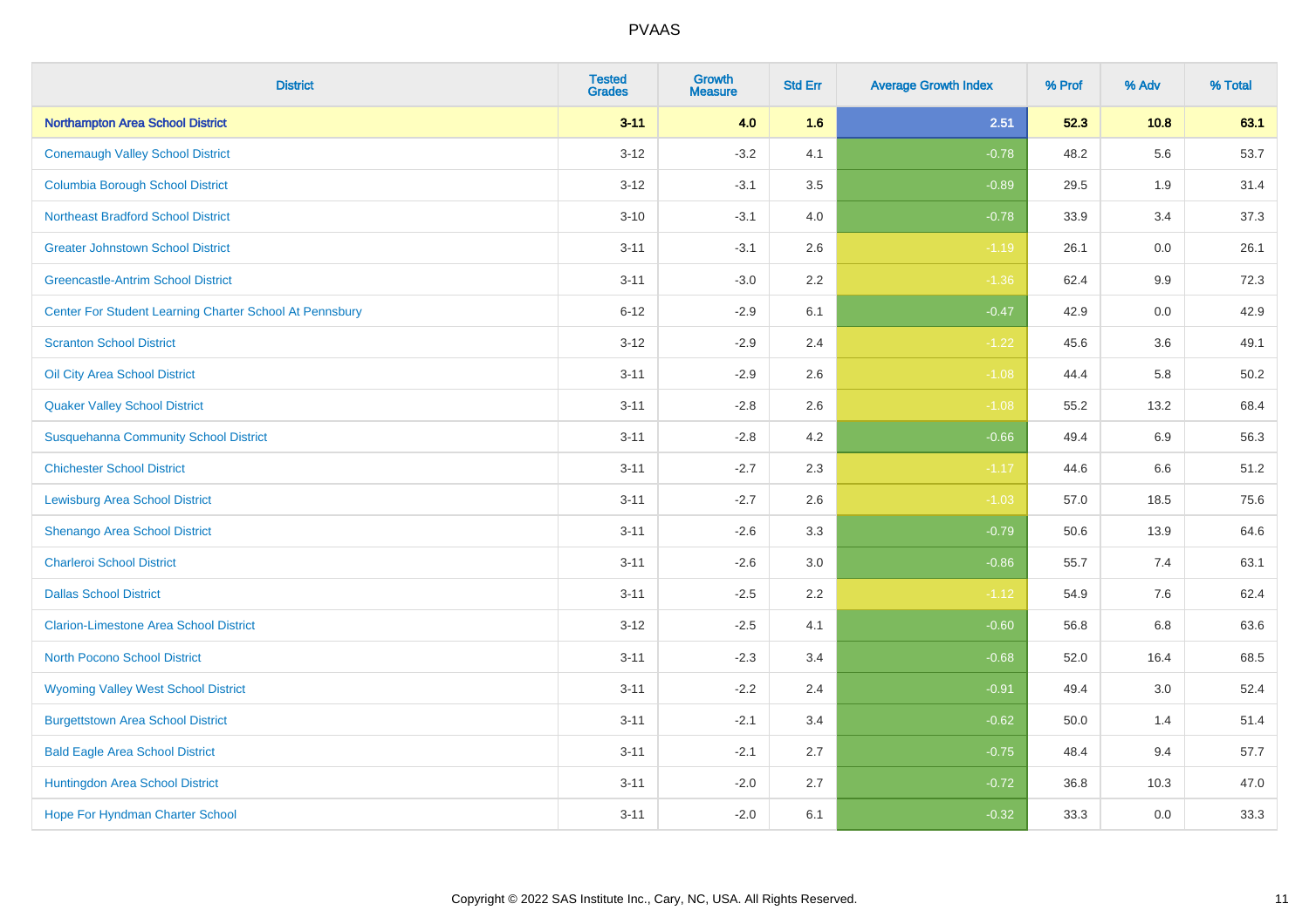| District | Tested Grades | Growth Measure | Std Err | Average Growth Index | % Prof | % Adv | % Total |
|---|---|---|---|---|---|---|---|
| **Northampton Area School District** | **3-11** | **4.0** | **1.6** | **2.51** | **52.3** | **10.8** | **63.1** |
| Conemaugh Valley School District | 3-12 | -3.2 | 4.1 | -0.78 | 48.2 | 5.6 | 53.7 |
| Columbia Borough School District | 3-12 | -3.1 | 3.5 | -0.89 | 29.5 | 1.9 | 31.4 |
| Northeast Bradford School District | 3-10 | -3.1 | 4.0 | -0.78 | 33.9 | 3.4 | 37.3 |
| Greater Johnstown School District | 3-11 | -3.1 | 2.6 | -1.19 | 26.1 | 0.0 | 26.1 |
| Greencastle-Antrim School District | 3-11 | -3.0 | 2.2 | -1.36 | 62.4 | 9.9 | 72.3 |
| Center For Student Learning Charter School At Pennsbury | 6-12 | -2.9 | 6.1 | -0.47 | 42.9 | 0.0 | 42.9 |
| Scranton School District | 3-12 | -2.9 | 2.4 | -1.22 | 45.6 | 3.6 | 49.1 |
| Oil City Area School District | 3-11 | -2.9 | 2.6 | -1.08 | 44.4 | 5.8 | 50.2 |
| Quaker Valley School District | 3-11 | -2.8 | 2.6 | -1.08 | 55.2 | 13.2 | 68.4 |
| Susquehanna Community School District | 3-11 | -2.8 | 4.2 | -0.66 | 49.4 | 6.9 | 56.3 |
| Chichester School District | 3-11 | -2.7 | 2.3 | -1.17 | 44.6 | 6.6 | 51.2 |
| Lewisburg Area School District | 3-11 | -2.7 | 2.6 | -1.03 | 57.0 | 18.5 | 75.6 |
| Shenango Area School District | 3-11 | -2.6 | 3.3 | -0.79 | 50.6 | 13.9 | 64.6 |
| Charleroi School District | 3-11 | -2.6 | 3.0 | -0.86 | 55.7 | 7.4 | 63.1 |
| Dallas School District | 3-11 | -2.5 | 2.2 | -1.12 | 54.9 | 7.6 | 62.4 |
| Clarion-Limestone Area School District | 3-12 | -2.5 | 4.1 | -0.60 | 56.8 | 6.8 | 63.6 |
| North Pocono School District | 3-11 | -2.3 | 3.4 | -0.68 | 52.0 | 16.4 | 68.5 |
| Wyoming Valley West School District | 3-11 | -2.2 | 2.4 | -0.91 | 49.4 | 3.0 | 52.4 |
| Burgettstown Area School District | 3-11 | -2.1 | 3.4 | -0.62 | 50.0 | 1.4 | 51.4 |
| Bald Eagle Area School District | 3-11 | -2.1 | 2.7 | -0.75 | 48.4 | 9.4 | 57.7 |
| Huntingdon Area School District | 3-11 | -2.0 | 2.7 | -0.72 | 36.8 | 10.3 | 47.0 |
| Hope For Hyndman Charter School | 3-11 | -2.0 | 6.1 | -0.32 | 33.3 | 0.0 | 33.3 |

Copyright © 2022 SAS Institute Inc., Cary, NC, USA. All Rights Reserved.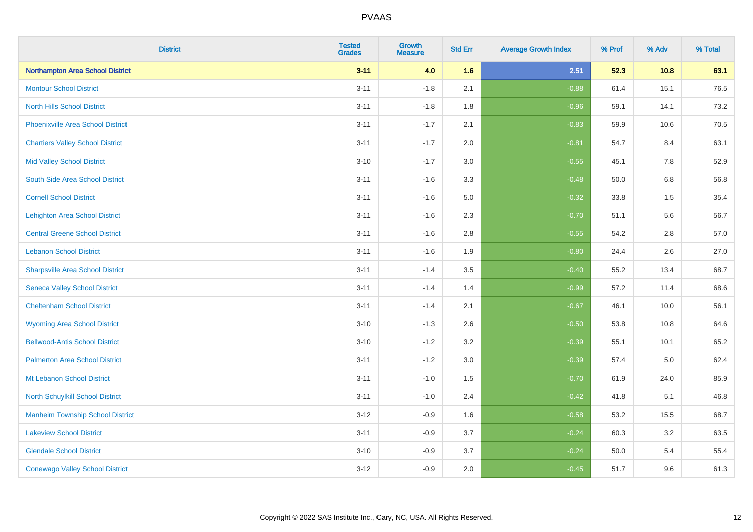# PVAAS

| District | Tested Grades | Growth Measure | Std Err | Average Growth Index | % Prof | % Adv | % Total |
|---|---|---|---|---|---|---|---|
| **Northampton Area School District** | **3-11** | **4.0** | **1.6** | **2.51** | **52.3** | **10.8** | **63.1** |
| Montour School District | 3-11 | -1.8 | 2.1 | -0.88 | 61.4 | 15.1 | 76.5 |
| North Hills School District | 3-11 | -1.8 | 1.8 | -0.96 | 59.1 | 14.1 | 73.2 |
| Phoenixville Area School District | 3-11 | -1.7 | 2.1 | -0.83 | 59.9 | 10.6 | 70.5 |
| Chartiers Valley School District | 3-11 | -1.7 | 2.0 | -0.81 | 54.7 | 8.4 | 63.1 |
| Mid Valley School District | 3-10 | -1.7 | 3.0 | -0.55 | 45.1 | 7.8 | 52.9 |
| South Side Area School District | 3-11 | -1.6 | 3.3 | -0.48 | 50.0 | 6.8 | 56.8 |
| Cornell School District | 3-11 | -1.6 | 5.0 | -0.32 | 33.8 | 1.5 | 35.4 |
| Lehighton Area School District | 3-11 | -1.6 | 2.3 | -0.70 | 51.1 | 5.6 | 56.7 |
| Central Greene School District | 3-11 | -1.6 | 2.8 | -0.55 | 54.2 | 2.8 | 57.0 |
| Lebanon School District | 3-11 | -1.6 | 1.9 | -0.80 | 24.4 | 2.6 | 27.0 |
| Sharpsville Area School District | 3-11 | -1.4 | 3.5 | -0.40 | 55.2 | 13.4 | 68.7 |
| Seneca Valley School District | 3-11 | -1.4 | 1.4 | -0.99 | 57.2 | 11.4 | 68.6 |
| Cheltenham School District | 3-11 | -1.4 | 2.1 | -0.67 | 46.1 | 10.0 | 56.1 |
| Wyoming Area School District | 3-10 | -1.3 | 2.6 | -0.50 | 53.8 | 10.8 | 64.6 |
| Bellwood-Antis School District | 3-10 | -1.2 | 3.2 | -0.39 | 55.1 | 10.1 | 65.2 |
| Palmerton Area School District | 3-11 | -1.2 | 3.0 | -0.39 | 57.4 | 5.0 | 62.4 |
| Mt Lebanon School District | 3-11 | -1.0 | 1.5 | -0.70 | 61.9 | 24.0 | 85.9 |
| North Schuylkill School District | 3-11 | -1.0 | 2.4 | -0.42 | 41.8 | 5.1 | 46.8 |
| Manheim Township School District | 3-12 | -0.9 | 1.6 | -0.58 | 53.2 | 15.5 | 68.7 |
| Lakeview School District | 3-11 | -0.9 | 3.7 | -0.24 | 60.3 | 3.2 | 63.5 |
| Glendale School District | 3-10 | -0.9 | 3.7 | -0.24 | 50.0 | 5.4 | 55.4 |
| Conewago Valley School District | 3-12 | -0.9 | 2.0 | -0.45 | 51.7 | 9.6 | 61.3 |

Copyright © 2022 SAS Institute Inc., Cary, NC, USA. All Rights Reserved.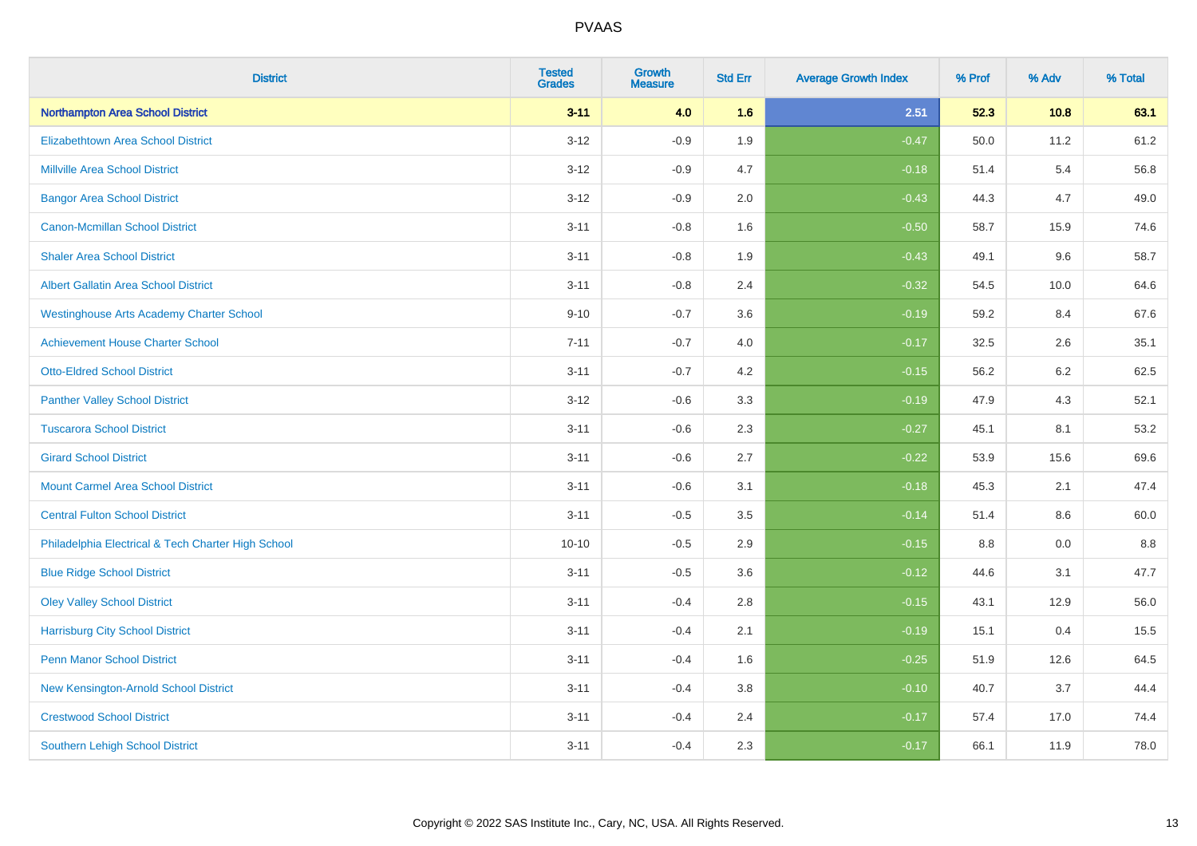| District | Tested Grades | Growth Measure | Std Err | Average Growth Index | % Prof | % Adv | % Total |
|---|---|---|---|---|---|---|---|
| **Northampton Area School District** | **3-11** | **4.0** | **1.6** | **2.51** | **52.3** | **10.8** | **63.1** |
| Elizabethtown Area School District | 3-12 | -0.9 | 1.9 | -0.47 | 50.0 | 11.2 | 61.2 |
| Millville Area School District | 3-12 | -0.9 | 4.7 | -0.18 | 51.4 | 5.4 | 56.8 |
| Bangor Area School District | 3-12 | -0.9 | 2.0 | -0.43 | 44.3 | 4.7 | 49.0 |
| Canon-Mcmillan School District | 3-11 | -0.8 | 1.6 | -0.50 | 58.7 | 15.9 | 74.6 |
| Shaler Area School District | 3-11 | -0.8 | 1.9 | -0.43 | 49.1 | 9.6 | 58.7 |
| Albert Gallatin Area School District | 3-11 | -0.8 | 2.4 | -0.32 | 54.5 | 10.0 | 64.6 |
| Westinghouse Arts Academy Charter School | 9-10 | -0.7 | 3.6 | -0.19 | 59.2 | 8.4 | 67.6 |
| Achievement House Charter School | 7-11 | -0.7 | 4.0 | -0.17 | 32.5 | 2.6 | 35.1 |
| Otto-Eldred School District | 3-11 | -0.7 | 4.2 | -0.15 | 56.2 | 6.2 | 62.5 |
| Panther Valley School District | 3-12 | -0.6 | 3.3 | -0.19 | 47.9 | 4.3 | 52.1 |
| Tuscarora School District | 3-11 | -0.6 | 2.3 | -0.27 | 45.1 | 8.1 | 53.2 |
| Girard School District | 3-11 | -0.6 | 2.7 | -0.22 | 53.9 | 15.6 | 69.6 |
| Mount Carmel Area School District | 3-11 | -0.6 | 3.1 | -0.18 | 45.3 | 2.1 | 47.4 |
| Central Fulton School District | 3-11 | -0.5 | 3.5 | -0.14 | 51.4 | 8.6 | 60.0 |
| Philadelphia Electrical & Tech Charter High School | 10-10 | -0.5 | 2.9 | -0.15 | 8.8 | 0.0 | 8.8 |
| Blue Ridge School District | 3-11 | -0.5 | 3.6 | -0.12 | 44.6 | 3.1 | 47.7 |
| Oley Valley School District | 3-11 | -0.4 | 2.8 | -0.15 | 43.1 | 12.9 | 56.0 |
| Harrisburg City School District | 3-11 | -0.4 | 2.1 | -0.19 | 15.1 | 0.4 | 15.5 |
| Penn Manor School District | 3-11 | -0.4 | 1.6 | -0.25 | 51.9 | 12.6 | 64.5 |
| New Kensington-Arnold School District | 3-11 | -0.4 | 3.8 | -0.10 | 40.7 | 3.7 | 44.4 |
| Crestwood School District | 3-11 | -0.4 | 2.4 | -0.17 | 57.4 | 17.0 | 74.4 |
| Southern Lehigh School District | 3-11 | -0.4 | 2.3 | -0.17 | 66.1 | 11.9 | 78.0 |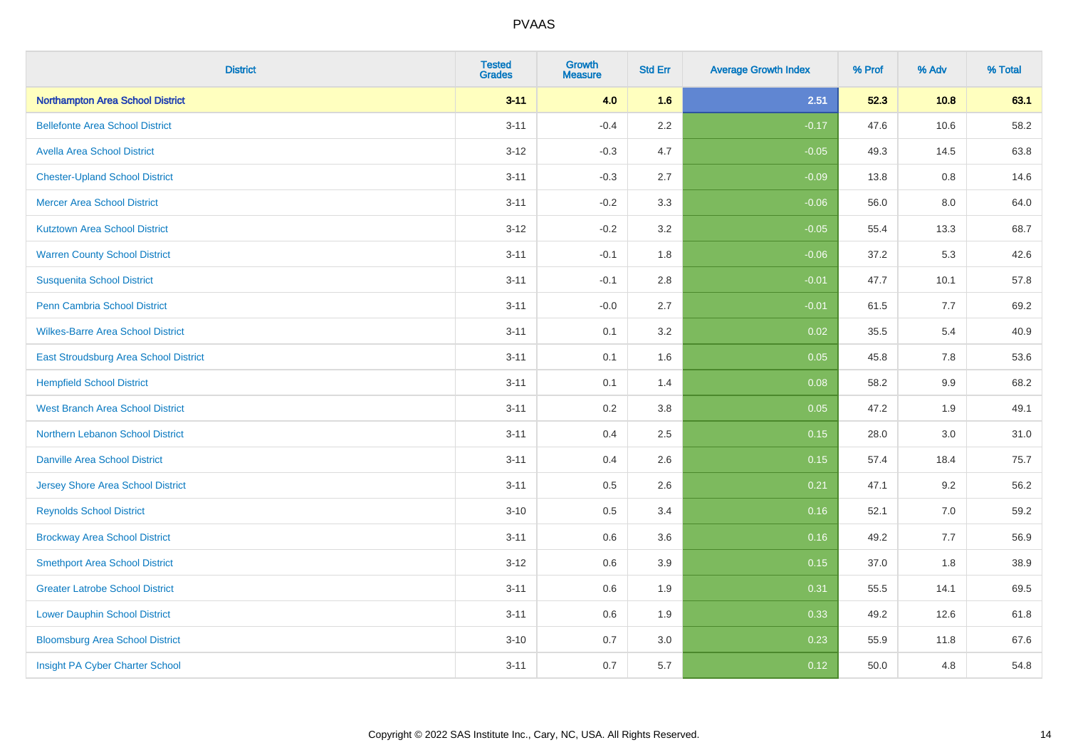| District | Tested Grades | Growth Measure | Std Err | Average Growth Index | % Prof | % Adv | % Total |
|---|---|---|---|---|---|---|---|
| **Northampton Area School District** | **3-11** | **4.0** | **1.6** | **2.51** | **52.3** | **10.8** | **63.1** |
| Bellefonte Area School District | 3-11 | -0.4 | 2.2 | -0.17 | 47.6 | 10.6 | 58.2 |
| Avella Area School District | 3-12 | -0.3 | 4.7 | -0.05 | 49.3 | 14.5 | 63.8 |
| Chester-Upland School District | 3-11 | -0.3 | 2.7 | -0.09 | 13.8 | 0.8 | 14.6 |
| Mercer Area School District | 3-11 | -0.2 | 3.3 | -0.06 | 56.0 | 8.0 | 64.0 |
| Kutztown Area School District | 3-12 | -0.2 | 3.2 | -0.05 | 55.4 | 13.3 | 68.7 |
| Warren County School District | 3-11 | -0.1 | 1.8 | -0.06 | 37.2 | 5.3 | 42.6 |
| Susquenita School District | 3-11 | -0.1 | 2.8 | -0.01 | 47.7 | 10.1 | 57.8 |
| Penn Cambria School District | 3-11 | -0.0 | 2.7 | -0.01 | 61.5 | 7.7 | 69.2 |
| Wilkes-Barre Area School District | 3-11 | 0.1 | 3.2 | 0.02 | 35.5 | 5.4 | 40.9 |
| East Stroudsburg Area School District | 3-11 | 0.1 | 1.6 | 0.05 | 45.8 | 7.8 | 53.6 |
| Hempfield School District | 3-11 | 0.1 | 1.4 | 0.08 | 58.2 | 9.9 | 68.2 |
| West Branch Area School District | 3-11 | 0.2 | 3.8 | 0.05 | 47.2 | 1.9 | 49.1 |
| Northern Lebanon School District | 3-11 | 0.4 | 2.5 | 0.15 | 28.0 | 3.0 | 31.0 |
| Danville Area School District | 3-11 | 0.4 | 2.6 | 0.15 | 57.4 | 18.4 | 75.7 |
| Jersey Shore Area School District | 3-11 | 0.5 | 2.6 | 0.21 | 47.1 | 9.2 | 56.2 |
| Reynolds School District | 3-10 | 0.5 | 3.4 | 0.16 | 52.1 | 7.0 | 59.2 |
| Brockway Area School District | 3-11 | 0.6 | 3.6 | 0.16 | 49.2 | 7.7 | 56.9 |
| Smethport Area School District | 3-12 | 0.6 | 3.9 | 0.15 | 37.0 | 1.8 | 38.9 |
| Greater Latrobe School District | 3-11 | 0.6 | 1.9 | 0.31 | 55.5 | 14.1 | 69.5 |
| Lower Dauphin School District | 3-11 | 0.6 | 1.9 | 0.33 | 49.2 | 12.6 | 61.8 |
| Bloomsburg Area School District | 3-10 | 0.7 | 3.0 | 0.23 | 55.9 | 11.8 | 67.6 |
| Insight PA Cyber Charter School | 3-11 | 0.7 | 5.7 | 0.12 | 50.0 | 4.8 | 54.8 |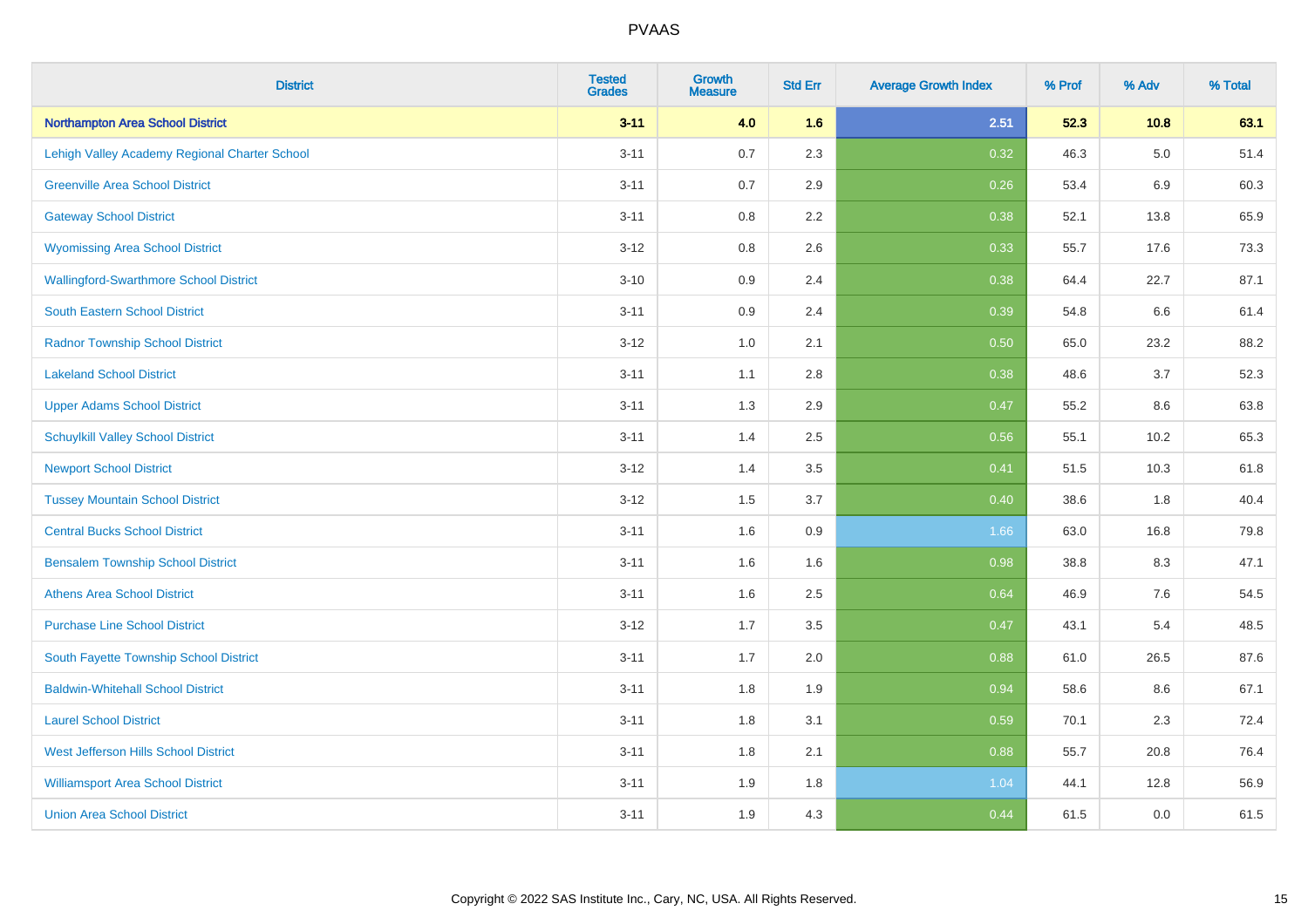# PVAAS

| District | Tested Grades | Growth Measure | Std Err | Average Growth Index | % Prof | % Adv | % Total |
|---|---|---|---|---|---|---|---|
| **Northampton Area School District** | **3-11** | **4.0** | **1.6** | **2.51** | **52.3** | **10.8** | **63.1** |
| Lehigh Valley Academy Regional Charter School | 3-11 | 0.7 | 2.3 | 0.32 | 46.3 | 5.0 | 51.4 |
| Greenville Area School District | 3-11 | 0.7 | 2.9 | 0.26 | 53.4 | 6.9 | 60.3 |
| Gateway School District | 3-11 | 0.8 | 2.2 | 0.38 | 52.1 | 13.8 | 65.9 |
| Wyomissing Area School District | 3-12 | 0.8 | 2.6 | 0.33 | 55.7 | 17.6 | 73.3 |
| Wallingford-Swarthmore School District | 3-10 | 0.9 | 2.4 | 0.38 | 64.4 | 22.7 | 87.1 |
| South Eastern School District | 3-11 | 0.9 | 2.4 | 0.39 | 54.8 | 6.6 | 61.4 |
| Radnor Township School District | 3-12 | 1.0 | 2.1 | 0.50 | 65.0 | 23.2 | 88.2 |
| Lakeland School District | 3-11 | 1.1 | 2.8 | 0.38 | 48.6 | 3.7 | 52.3 |
| Upper Adams School District | 3-11 | 1.3 | 2.9 | 0.47 | 55.2 | 8.6 | 63.8 |
| Schuylkill Valley School District | 3-11 | 1.4 | 2.5 | 0.56 | 55.1 | 10.2 | 65.3 |
| Newport School District | 3-12 | 1.4 | 3.5 | 0.41 | 51.5 | 10.3 | 61.8 |
| Tussey Mountain School District | 3-12 | 1.5 | 3.7 | 0.40 | 38.6 | 1.8 | 40.4 |
| Central Bucks School District | 3-11 | 1.6 | 0.9 | 1.66 | 63.0 | 16.8 | 79.8 |
| Bensalem Township School District | 3-11 | 1.6 | 1.6 | 0.98 | 38.8 | 8.3 | 47.1 |
| Athens Area School District | 3-11 | 1.6 | 2.5 | 0.64 | 46.9 | 7.6 | 54.5 |
| Purchase Line School District | 3-12 | 1.7 | 3.5 | 0.47 | 43.1 | 5.4 | 48.5 |
| South Fayette Township School District | 3-11 | 1.7 | 2.0 | 0.88 | 61.0 | 26.5 | 87.6 |
| Baldwin-Whitehall School District | 3-11 | 1.8 | 1.9 | 0.94 | 58.6 | 8.6 | 67.1 |
| Laurel School District | 3-11 | 1.8 | 3.1 | 0.59 | 70.1 | 2.3 | 72.4 |
| West Jefferson Hills School District | 3-11 | 1.8 | 2.1 | 0.88 | 55.7 | 20.8 | 76.4 |
| Williamsport Area School District | 3-11 | 1.9 | 1.8 | 1.04 | 44.1 | 12.8 | 56.9 |
| Union Area School District | 3-11 | 1.9 | 4.3 | 0.44 | 61.5 | 0.0 | 61.5 |

Copyright © 2022 SAS Institute Inc., Cary, NC, USA. All Rights Reserved.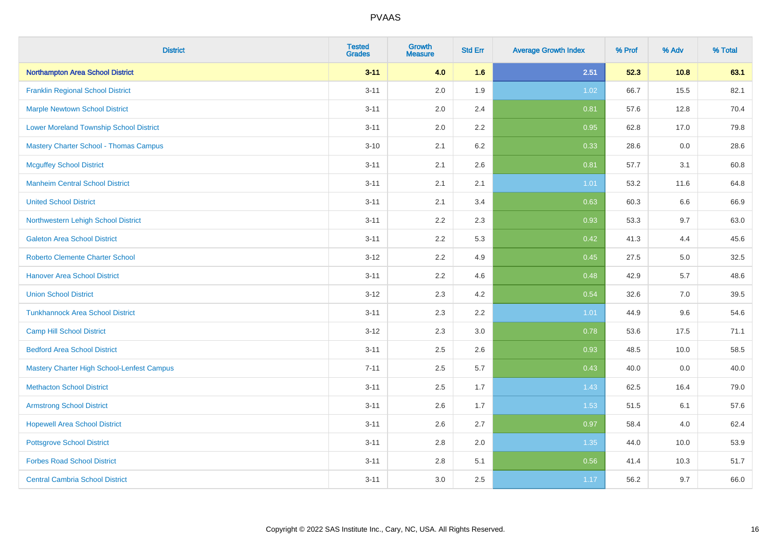# PVAAS

| District | Tested Grades | Growth Measure | Std Err | Average Growth Index | % Prof | % Adv | % Total |
|---|---|---|---|---|---|---|---|
| **Northampton Area School District** | **3-11** | **4.0** | **1.6** | **2.51** | **52.3** | **10.8** | **63.1** |
| Franklin Regional School District | 3-11 | 2.0 | 1.9 | 1.02 | 66.7 | 15.5 | 82.1 |
| Marple Newtown School District | 3-11 | 2.0 | 2.4 | 0.81 | 57.6 | 12.8 | 70.4 |
| Lower Moreland Township School District | 3-11 | 2.0 | 2.2 | 0.95 | 62.8 | 17.0 | 79.8 |
| Mastery Charter School - Thomas Campus | 3-10 | 2.1 | 6.2 | 0.33 | 28.6 | 0.0 | 28.6 |
| Mcguffey School District | 3-11 | 2.1 | 2.6 | 0.81 | 57.7 | 3.1 | 60.8 |
| Manheim Central School District | 3-11 | 2.1 | 2.1 | 1.01 | 53.2 | 11.6 | 64.8 |
| United School District | 3-11 | 2.1 | 3.4 | 0.63 | 60.3 | 6.6 | 66.9 |
| Northwestern Lehigh School District | 3-11 | 2.2 | 2.3 | 0.93 | 53.3 | 9.7 | 63.0 |
| Galeton Area School District | 3-11 | 2.2 | 5.3 | 0.42 | 41.3 | 4.4 | 45.6 |
| Roberto Clemente Charter School | 3-12 | 2.2 | 4.9 | 0.45 | 27.5 | 5.0 | 32.5 |
| Hanover Area School District | 3-11 | 2.2 | 4.6 | 0.48 | 42.9 | 5.7 | 48.6 |
| Union School District | 3-12 | 2.3 | 4.2 | 0.54 | 32.6 | 7.0 | 39.5 |
| Tunkhannock Area School District | 3-11 | 2.3 | 2.2 | 1.01 | 44.9 | 9.6 | 54.6 |
| Camp Hill School District | 3-12 | 2.3 | 3.0 | 0.78 | 53.6 | 17.5 | 71.1 |
| Bedford Area School District | 3-11 | 2.5 | 2.6 | 0.93 | 48.5 | 10.0 | 58.5 |
| Mastery Charter High School-Lenfest Campus | 7-11 | 2.5 | 5.7 | 0.43 | 40.0 | 0.0 | 40.0 |
| Methacton School District | 3-11 | 2.5 | 1.7 | 1.43 | 62.5 | 16.4 | 79.0 |
| Armstrong School District | 3-11 | 2.6 | 1.7 | 1.53 | 51.5 | 6.1 | 57.6 |
| Hopewell Area School District | 3-11 | 2.6 | 2.7 | 0.97 | 58.4 | 4.0 | 62.4 |
| Pottsgrove School District | 3-11 | 2.8 | 2.0 | 1.35 | 44.0 | 10.0 | 53.9 |
| Forbes Road School District | 3-11 | 2.8 | 5.1 | 0.56 | 41.4 | 10.3 | 51.7 |
| Central Cambria School District | 3-11 | 3.0 | 2.5 | 1.17 | 56.2 | 9.7 | 66.0 |

Copyright © 2022 SAS Institute Inc., Cary, NC, USA. All Rights Reserved.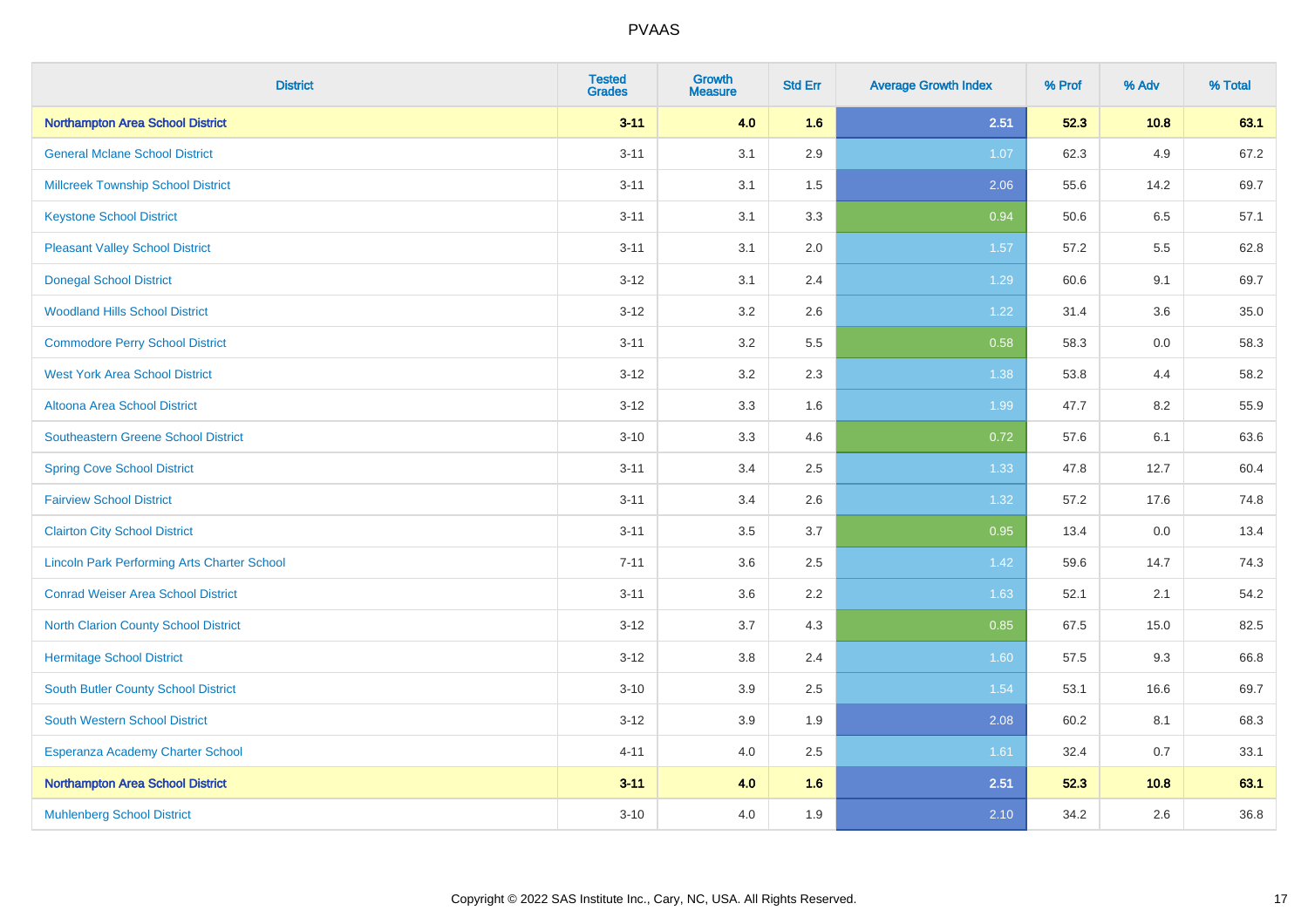# PVAAS

| District | Tested Grades | Growth Measure | Std Err | Average Growth Index | % Prof | % Adv | % Total |
|---|---|---|---|---|---|---|---|
| **Northampton Area School District** | **3-11** | **4.0** | **1.6** | **2.51** | **52.3** | **10.8** | **63.1** |
| General Mclane School District | 3-11 | 3.1 | 2.9 | 1.07 | 62.3 | 4.9 | 67.2 |
| Millcreek Township School District | 3-11 | 3.1 | 1.5 | 2.06 | 55.6 | 14.2 | 69.7 |
| Keystone School District | 3-11 | 3.1 | 3.3 | 0.94 | 50.6 | 6.5 | 57.1 |
| Pleasant Valley School District | 3-11 | 3.1 | 2.0 | 1.57 | 57.2 | 5.5 | 62.8 |
| Donegal School District | 3-12 | 3.1 | 2.4 | 1.29 | 60.6 | 9.1 | 69.7 |
| Woodland Hills School District | 3-12 | 3.2 | 2.6 | 1.22 | 31.4 | 3.6 | 35.0 |
| Commodore Perry School District | 3-11 | 3.2 | 5.5 | 0.58 | 58.3 | 0.0 | 58.3 |
| West York Area School District | 3-12 | 3.2 | 2.3 | 1.38 | 53.8 | 4.4 | 58.2 |
| Altoona Area School District | 3-12 | 3.3 | 1.6 | 1.99 | 47.7 | 8.2 | 55.9 |
| Southeastern Greene School District | 3-10 | 3.3 | 4.6 | 0.72 | 57.6 | 6.1 | 63.6 |
| Spring Cove School District | 3-11 | 3.4 | 2.5 | 1.33 | 47.8 | 12.7 | 60.4 |
| Fairview School District | 3-11 | 3.4 | 2.6 | 1.32 | 57.2 | 17.6 | 74.8 |
| Clairton City School District | 3-11 | 3.5 | 3.7 | 0.95 | 13.4 | 0.0 | 13.4 |
| Lincoln Park Performing Arts Charter School | 7-11 | 3.6 | 2.5 | 1.42 | 59.6 | 14.7 | 74.3 |
| Conrad Weiser Area School District | 3-11 | 3.6 | 2.2 | 1.63 | 52.1 | 2.1 | 54.2 |
| North Clarion County School District | 3-12 | 3.7 | 4.3 | 0.85 | 67.5 | 15.0 | 82.5 |
| Hermitage School District | 3-12 | 3.8 | 2.4 | 1.60 | 57.5 | 9.3 | 66.8 |
| South Butler County School District | 3-10 | 3.9 | 2.5 | 1.54 | 53.1 | 16.6 | 69.7 |
| South Western School District | 3-12 | 3.9 | 1.9 | 2.08 | 60.2 | 8.1 | 68.3 |
| Esperanza Academy Charter School | 4-11 | 4.0 | 2.5 | 1.61 | 32.4 | 0.7 | 33.1 |
| **Northampton Area School District** | **3-11** | **4.0** | **1.6** | **2.51** | **52.3** | **10.8** | **63.1** |
| Muhlenberg School District | 3-10 | 4.0 | 1.9 | 2.10 | 34.2 | 2.6 | 36.8 |

Copyright © 2022 SAS Institute Inc., Cary, NC, USA. All Rights Reserved.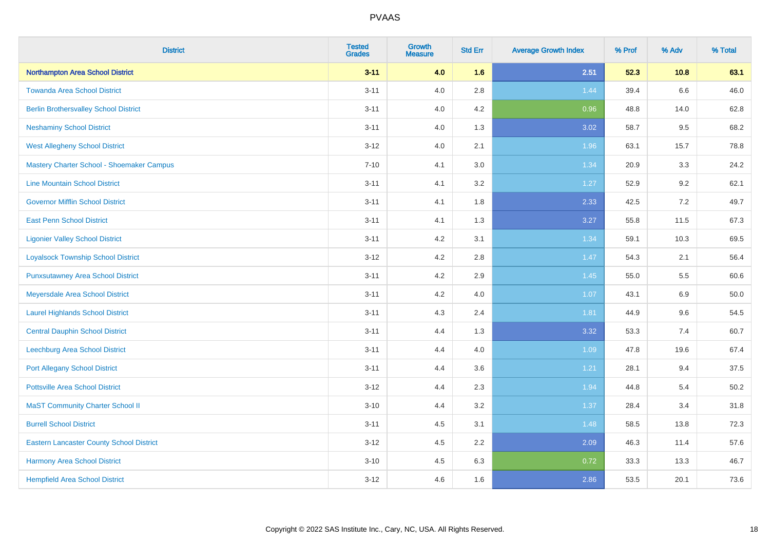# PVAAS

| District | Tested Grades | Growth Measure | Std Err | Average Growth Index | % Prof | % Adv | % Total |
|---|---|---|---|---|---|---|---|
| **Northampton Area School District** | **3-11** | **4.0** | **1.6** | **2.51** | **52.3** | **10.8** | **63.1** |
| Towanda Area School District | 3-11 | 4.0 | 2.8 | 1.44 | 39.4 | 6.6 | 46.0 |
| Berlin Brothersvalley School District | 3-11 | 4.0 | 4.2 | 0.96 | 48.8 | 14.0 | 62.8 |
| Neshaminy School District | 3-11 | 4.0 | 1.3 | 3.02 | 58.7 | 9.5 | 68.2 |
| West Allegheny School District | 3-12 | 4.0 | 2.1 | 1.96 | 63.1 | 15.7 | 78.8 |
| Mastery Charter School - Shoemaker Campus | 7-10 | 4.1 | 3.0 | 1.34 | 20.9 | 3.3 | 24.2 |
| Line Mountain School District | 3-11 | 4.1 | 3.2 | 1.27 | 52.9 | 9.2 | 62.1 |
| Governor Mifflin School District | 3-11 | 4.1 | 1.8 | 2.33 | 42.5 | 7.2 | 49.7 |
| East Penn School District | 3-11 | 4.1 | 1.3 | 3.27 | 55.8 | 11.5 | 67.3 |
| Ligonier Valley School District | 3-11 | 4.2 | 3.1 | 1.34 | 59.1 | 10.3 | 69.5 |
| Loyalsock Township School District | 3-12 | 4.2 | 2.8 | 1.47 | 54.3 | 2.1 | 56.4 |
| Punxsutawney Area School District | 3-11 | 4.2 | 2.9 | 1.45 | 55.0 | 5.5 | 60.6 |
| Meyersdale Area School District | 3-11 | 4.2 | 4.0 | 1.07 | 43.1 | 6.9 | 50.0 |
| Laurel Highlands School District | 3-11 | 4.3 | 2.4 | 1.81 | 44.9 | 9.6 | 54.5 |
| Central Dauphin School District | 3-11 | 4.4 | 1.3 | 3.32 | 53.3 | 7.4 | 60.7 |
| Leechburg Area School District | 3-11 | 4.4 | 4.0 | 1.09 | 47.8 | 19.6 | 67.4 |
| Port Allegany School District | 3-11 | 4.4 | 3.6 | 1.21 | 28.1 | 9.4 | 37.5 |
| Pottsville Area School District | 3-12 | 4.4 | 2.3 | 1.94 | 44.8 | 5.4 | 50.2 |
| MaST Community Charter School II | 3-10 | 4.4 | 3.2 | 1.37 | 28.4 | 3.4 | 31.8 |
| Burrell School District | 3-11 | 4.5 | 3.1 | 1.48 | 58.5 | 13.8 | 72.3 |
| Eastern Lancaster County School District | 3-12 | 4.5 | 2.2 | 2.09 | 46.3 | 11.4 | 57.6 |
| Harmony Area School District | 3-10 | 4.5 | 6.3 | 0.72 | 33.3 | 13.3 | 46.7 |
| Hempfield Area School District | 3-12 | 4.6 | 1.6 | 2.86 | 53.5 | 20.1 | 73.6 |

Copyright © 2022 SAS Institute Inc., Cary, NC, USA. All Rights Reserved.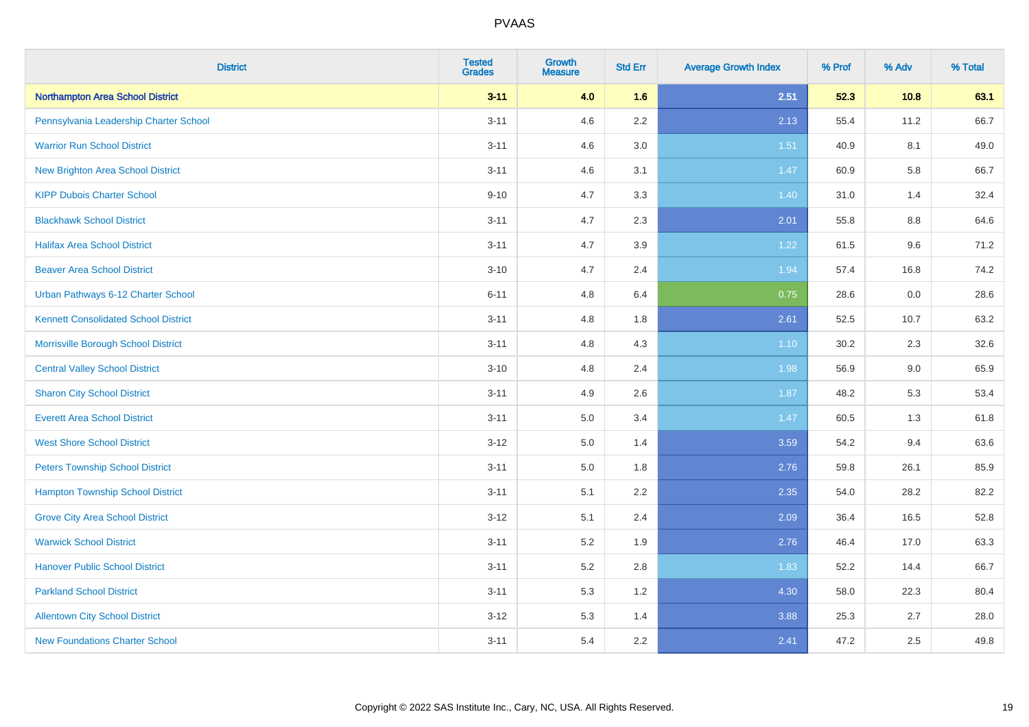| District | Tested Grades | Growth Measure | Std Err | Average Growth Index | % Prof | % Adv | % Total |
|---|---|---|---|---|---|---|---|
| **Northampton Area School District** | **3-11** | **4.0** | **1.6** | **2.51** | **52.3** | **10.8** | **63.1** |
| Pennsylvania Leadership Charter School | 3-11 | 4.6 | 2.2 | 2.13 | 55.4 | 11.2 | 66.7 |
| Warrior Run School District | 3-11 | 4.6 | 3.0 | 1.51 | 40.9 | 8.1 | 49.0 |
| New Brighton Area School District | 3-11 | 4.6 | 3.1 | 1.47 | 60.9 | 5.8 | 66.7 |
| KIPP Dubois Charter School | 9-10 | 4.7 | 3.3 | 1.40 | 31.0 | 1.4 | 32.4 |
| Blackhawk School District | 3-11 | 4.7 | 2.3 | 2.01 | 55.8 | 8.8 | 64.6 |
| Halifax Area School District | 3-11 | 4.7 | 3.9 | 1.22 | 61.5 | 9.6 | 71.2 |
| Beaver Area School District | 3-10 | 4.7 | 2.4 | 1.94 | 57.4 | 16.8 | 74.2 |
| Urban Pathways 6-12 Charter School | 6-11 | 4.8 | 6.4 | 0.75 | 28.6 | 0.0 | 28.6 |
| Kennett Consolidated School District | 3-11 | 4.8 | 1.8 | 2.61 | 52.5 | 10.7 | 63.2 |
| Morrisville Borough School District | 3-11 | 4.8 | 4.3 | 1.10 | 30.2 | 2.3 | 32.6 |
| Central Valley School District | 3-10 | 4.8 | 2.4 | 1.98 | 56.9 | 9.0 | 65.9 |
| Sharon City School District | 3-11 | 4.9 | 2.6 | 1.87 | 48.2 | 5.3 | 53.4 |
| Everett Area School District | 3-11 | 5.0 | 3.4 | 1.47 | 60.5 | 1.3 | 61.8 |
| West Shore School District | 3-12 | 5.0 | 1.4 | 3.59 | 54.2 | 9.4 | 63.6 |
| Peters Township School District | 3-11 | 5.0 | 1.8 | 2.76 | 59.8 | 26.1 | 85.9 |
| Hampton Township School District | 3-11 | 5.1 | 2.2 | 2.35 | 54.0 | 28.2 | 82.2 |
| Grove City Area School District | 3-12 | 5.1 | 2.4 | 2.09 | 36.4 | 16.5 | 52.8 |
| Warwick School District | 3-11 | 5.2 | 1.9 | 2.76 | 46.4 | 17.0 | 63.3 |
| Hanover Public School District | 3-11 | 5.2 | 2.8 | 1.83 | 52.2 | 14.4 | 66.7 |
| Parkland School District | 3-11 | 5.3 | 1.2 | 4.30 | 58.0 | 22.3 | 80.4 |
| Allentown City School District | 3-12 | 5.3 | 1.4 | 3.88 | 25.3 | 2.7 | 28.0 |
| New Foundations Charter School | 3-11 | 5.4 | 2.2 | 2.41 | 47.2 | 2.5 | 49.8 |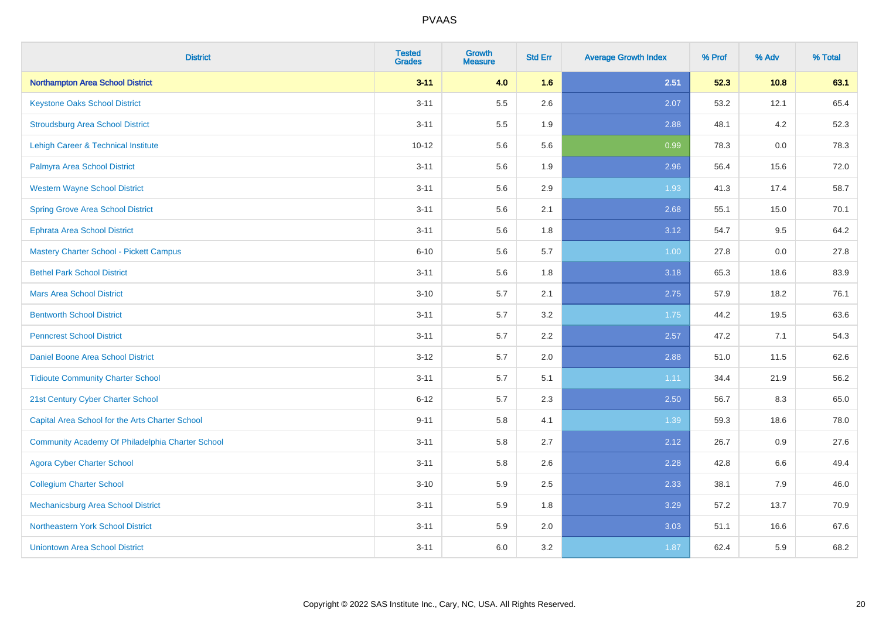# PVAAS

| District | Tested Grades | Growth Measure | Std Err | Average Growth Index | % Prof | % Adv | % Total |
|---|---|---|---|---|---|---|---|
| **Northampton Area School District** | **3-11** | **4.0** | **1.6** | **2.51** | **52.3** | **10.8** | **63.1** |
| Keystone Oaks School District | 3-11 | 5.5 | 2.6 | 2.07 | 53.2 | 12.1 | 65.4 |
| Stroudsburg Area School District | 3-11 | 5.5 | 1.9 | 2.88 | 48.1 | 4.2 | 52.3 |
| Lehigh Career & Technical Institute | 10-12 | 5.6 | 5.6 | 0.99 | 78.3 | 0.0 | 78.3 |
| Palmyra Area School District | 3-11 | 5.6 | 1.9 | 2.96 | 56.4 | 15.6 | 72.0 |
| Western Wayne School District | 3-11 | 5.6 | 2.9 | 1.93 | 41.3 | 17.4 | 58.7 |
| Spring Grove Area School District | 3-11 | 5.6 | 2.1 | 2.68 | 55.1 | 15.0 | 70.1 |
| Ephrata Area School District | 3-11 | 5.6 | 1.8 | 3.12 | 54.7 | 9.5 | 64.2 |
| Mastery Charter School - Pickett Campus | 6-10 | 5.6 | 5.7 | 1.00 | 27.8 | 0.0 | 27.8 |
| Bethel Park School District | 3-11 | 5.6 | 1.8 | 3.18 | 65.3 | 18.6 | 83.9 |
| Mars Area School District | 3-10 | 5.7 | 2.1 | 2.75 | 57.9 | 18.2 | 76.1 |
| Bentworth School District | 3-11 | 5.7 | 3.2 | 1.75 | 44.2 | 19.5 | 63.6 |
| Penncrest School District | 3-11 | 5.7 | 2.2 | 2.57 | 47.2 | 7.1 | 54.3 |
| Daniel Boone Area School District | 3-12 | 5.7 | 2.0 | 2.88 | 51.0 | 11.5 | 62.6 |
| Tidioute Community Charter School | 3-11 | 5.7 | 5.1 | 1.11 | 34.4 | 21.9 | 56.2 |
| 21st Century Cyber Charter School | 6-12 | 5.7 | 2.3 | 2.50 | 56.7 | 8.3 | 65.0 |
| Capital Area School for the Arts Charter School | 9-11 | 5.8 | 4.1 | 1.39 | 59.3 | 18.6 | 78.0 |
| Community Academy Of Philadelphia Charter School | 3-11 | 5.8 | 2.7 | 2.12 | 26.7 | 0.9 | 27.6 |
| Agora Cyber Charter School | 3-11 | 5.8 | 2.6 | 2.28 | 42.8 | 6.6 | 49.4 |
| Collegium Charter School | 3-10 | 5.9 | 2.5 | 2.33 | 38.1 | 7.9 | 46.0 |
| Mechanicsburg Area School District | 3-11 | 5.9 | 1.8 | 3.29 | 57.2 | 13.7 | 70.9 |
| Northeastern York School District | 3-11 | 5.9 | 2.0 | 3.03 | 51.1 | 16.6 | 67.6 |
| Uniontown Area School District | 3-11 | 6.0 | 3.2 | 1.87 | 62.4 | 5.9 | 68.2 |

Copyright © 2022 SAS Institute Inc., Cary, NC, USA. All Rights Reserved.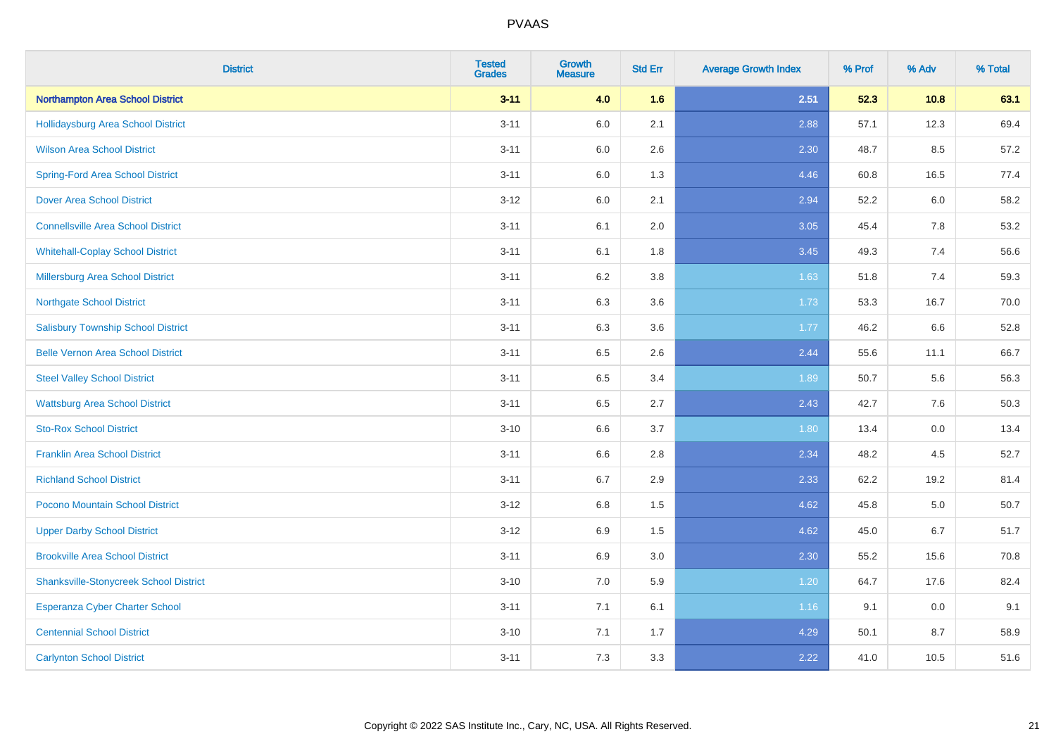| District | Tested Grades | Growth Measure | Std Err | Average Growth Index | % Prof | % Adv | % Total |
|---|---|---|---|---|---|---|---|
| **Northampton Area School District** | **3-11** | **4.0** | **1.6** | **2.51** | **52.3** | **10.8** | **63.1** |
| Hollidaysburg Area School District | 3-11 | 6.0 | 2.1 | 2.88 | 57.1 | 12.3 | 69.4 |
| Wilson Area School District | 3-11 | 6.0 | 2.6 | 2.30 | 48.7 | 8.5 | 57.2 |
| Spring-Ford Area School District | 3-11 | 6.0 | 1.3 | 4.46 | 60.8 | 16.5 | 77.4 |
| Dover Area School District | 3-12 | 6.0 | 2.1 | 2.94 | 52.2 | 6.0 | 58.2 |
| Connellsville Area School District | 3-11 | 6.1 | 2.0 | 3.05 | 45.4 | 7.8 | 53.2 |
| Whitehall-Coplay School District | 3-11 | 6.1 | 1.8 | 3.45 | 49.3 | 7.4 | 56.6 |
| Millersburg Area School District | 3-11 | 6.2 | 3.8 | 1.63 | 51.8 | 7.4 | 59.3 |
| Northgate School District | 3-11 | 6.3 | 3.6 | 1.73 | 53.3 | 16.7 | 70.0 |
| Salisbury Township School District | 3-11 | 6.3 | 3.6 | 1.77 | 46.2 | 6.6 | 52.8 |
| Belle Vernon Area School District | 3-11 | 6.5 | 2.6 | 2.44 | 55.6 | 11.1 | 66.7 |
| Steel Valley School District | 3-11 | 6.5 | 3.4 | 1.89 | 50.7 | 5.6 | 56.3 |
| Wattsburg Area School District | 3-11 | 6.5 | 2.7 | 2.43 | 42.7 | 7.6 | 50.3 |
| Sto-Rox School District | 3-10 | 6.6 | 3.7 | 1.80 | 13.4 | 0.0 | 13.4 |
| Franklin Area School District | 3-11 | 6.6 | 2.8 | 2.34 | 48.2 | 4.5 | 52.7 |
| Richland School District | 3-11 | 6.7 | 2.9 | 2.33 | 62.2 | 19.2 | 81.4 |
| Pocono Mountain School District | 3-12 | 6.8 | 1.5 | 4.62 | 45.8 | 5.0 | 50.7 |
| Upper Darby School District | 3-12 | 6.9 | 1.5 | 4.62 | 45.0 | 6.7 | 51.7 |
| Brookville Area School District | 3-11 | 6.9 | 3.0 | 2.30 | 55.2 | 15.6 | 70.8 |
| Shanksville-Stonycreek School District | 3-10 | 7.0 | 5.9 | 1.20 | 64.7 | 17.6 | 82.4 |
| Esperanza Cyber Charter School | 3-11 | 7.1 | 6.1 | 1.16 | 9.1 | 0.0 | 9.1 |
| Centennial School District | 3-10 | 7.1 | 1.7 | 4.29 | 50.1 | 8.7 | 58.9 |
| Carlynton School District | 3-11 | 7.3 | 3.3 | 2.22 | 41.0 | 10.5 | 51.6 |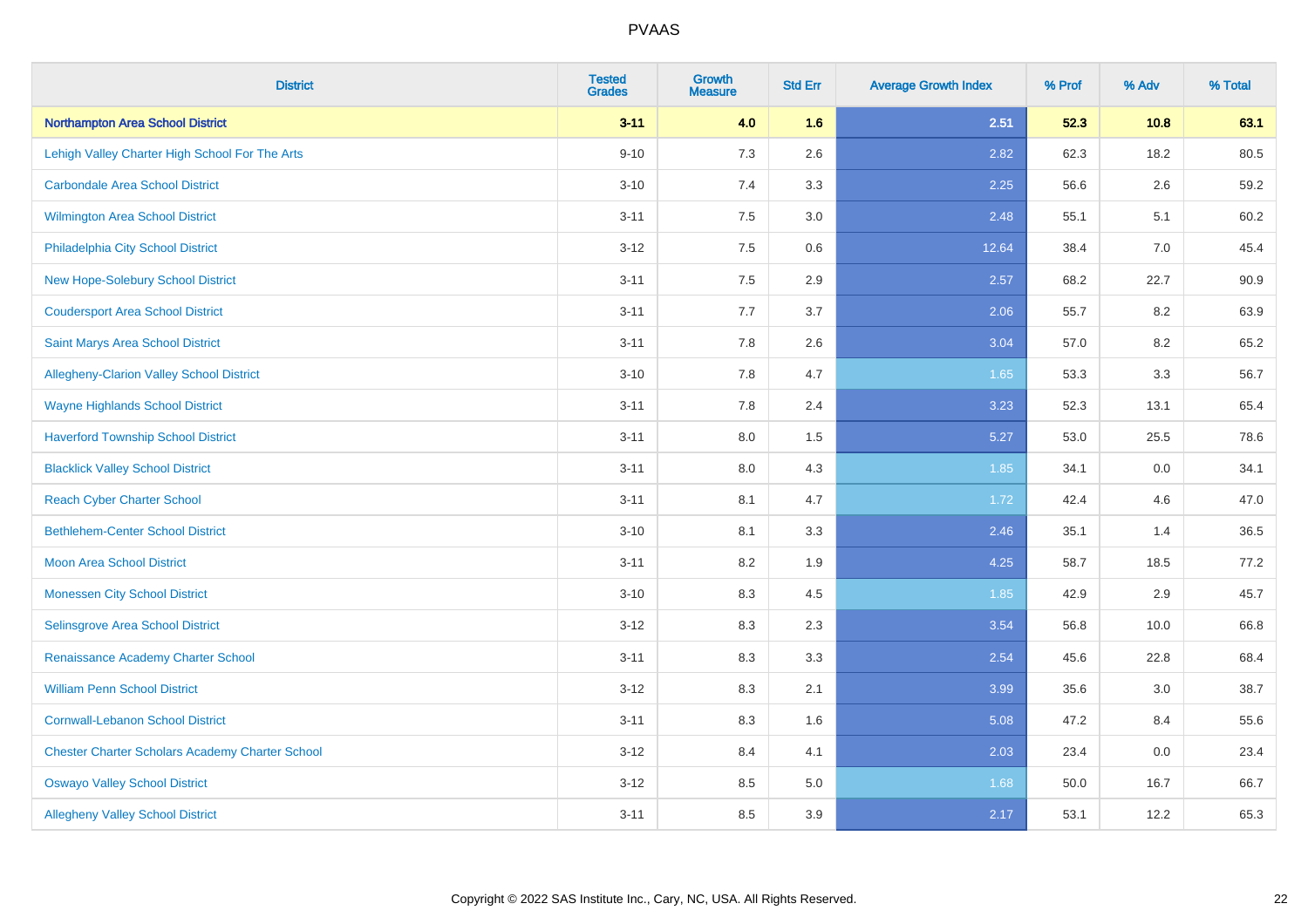# PVAAS

| District | Tested Grades | Growth Measure | Std Err | Average Growth Index | % Prof | % Adv | % Total |
|---|---|---|---|---|---|---|---|
| **Northampton Area School District** | **3-11** | **4.0** | **1.6** | **2.51** | **52.3** | **10.8** | **63.1** |
| Lehigh Valley Charter High School For The Arts | 9-10 | 7.3 | 2.6 | 2.82 | 62.3 | 18.2 | 80.5 |
| Carbondale Area School District | 3-10 | 7.4 | 3.3 | 2.25 | 56.6 | 2.6 | 59.2 |
| Wilmington Area School District | 3-11 | 7.5 | 3.0 | 2.48 | 55.1 | 5.1 | 60.2 |
| Philadelphia City School District | 3-12 | 7.5 | 0.6 | 12.64 | 38.4 | 7.0 | 45.4 |
| New Hope-Solebury School District | 3-11 | 7.5 | 2.9 | 2.57 | 68.2 | 22.7 | 90.9 |
| Coudersport Area School District | 3-11 | 7.7 | 3.7 | 2.06 | 55.7 | 8.2 | 63.9 |
| Saint Marys Area School District | 3-11 | 7.8 | 2.6 | 3.04 | 57.0 | 8.2 | 65.2 |
| Allegheny-Clarion Valley School District | 3-10 | 7.8 | 4.7 | 1.65 | 53.3 | 3.3 | 56.7 |
| Wayne Highlands School District | 3-11 | 7.8 | 2.4 | 3.23 | 52.3 | 13.1 | 65.4 |
| Haverford Township School District | 3-11 | 8.0 | 1.5 | 5.27 | 53.0 | 25.5 | 78.6 |
| Blacklick Valley School District | 3-11 | 8.0 | 4.3 | 1.85 | 34.1 | 0.0 | 34.1 |
| Reach Cyber Charter School | 3-11 | 8.1 | 4.7 | 1.72 | 42.4 | 4.6 | 47.0 |
| Bethlehem-Center School District | 3-10 | 8.1 | 3.3 | 2.46 | 35.1 | 1.4 | 36.5 |
| Moon Area School District | 3-11 | 8.2 | 1.9 | 4.25 | 58.7 | 18.5 | 77.2 |
| Monessen City School District | 3-10 | 8.3 | 4.5 | 1.85 | 42.9 | 2.9 | 45.7 |
| Selinsgrove Area School District | 3-12 | 8.3 | 2.3 | 3.54 | 56.8 | 10.0 | 66.8 |
| Renaissance Academy Charter School | 3-11 | 8.3 | 3.3 | 2.54 | 45.6 | 22.8 | 68.4 |
| William Penn School District | 3-12 | 8.3 | 2.1 | 3.99 | 35.6 | 3.0 | 38.7 |
| Cornwall-Lebanon School District | 3-11 | 8.3 | 1.6 | 5.08 | 47.2 | 8.4 | 55.6 |
| Chester Charter Scholars Academy Charter School | 3-12 | 8.4 | 4.1 | 2.03 | 23.4 | 0.0 | 23.4 |
| Oswayo Valley School District | 3-12 | 8.5 | 5.0 | 1.68 | 50.0 | 16.7 | 66.7 |
| Allegheny Valley School District | 3-11 | 8.5 | 3.9 | 2.17 | 53.1 | 12.2 | 65.3 |

Copyright © 2022 SAS Institute Inc., Cary, NC, USA. All Rights Reserved.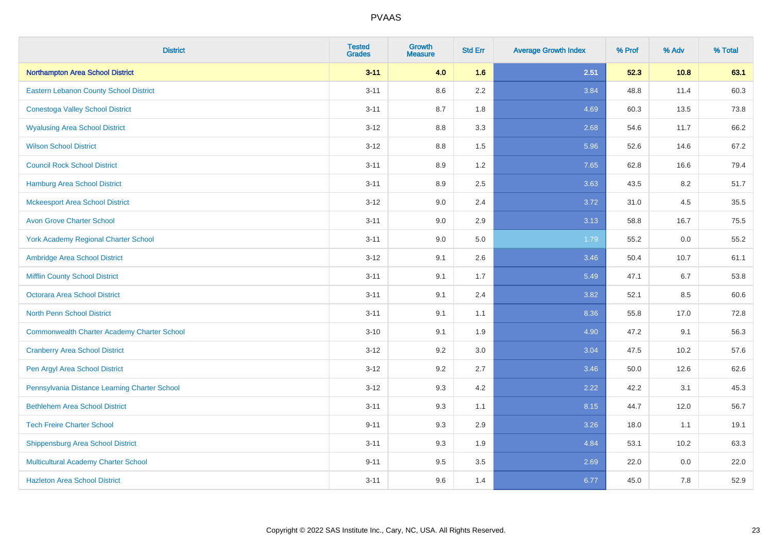# PVAAS

| District | Tested Grades | Growth Measure | Std Err | Average Growth Index | % Prof | % Adv | % Total |
|---|---|---|---|---|---|---|---|
| **Northampton Area School District** | **3-11** | **4.0** | **1.6** | **2.51** | **52.3** | **10.8** | **63.1** |
| Eastern Lebanon County School District | 3-11 | 8.6 | 2.2 | 3.84 | 48.8 | 11.4 | 60.3 |
| Conestoga Valley School District | 3-11 | 8.7 | 1.8 | 4.69 | 60.3 | 13.5 | 73.8 |
| Wyalusing Area School District | 3-12 | 8.8 | 3.3 | 2.68 | 54.6 | 11.7 | 66.2 |
| Wilson School District | 3-12 | 8.8 | 1.5 | 5.96 | 52.6 | 14.6 | 67.2 |
| Council Rock School District | 3-11 | 8.9 | 1.2 | 7.65 | 62.8 | 16.6 | 79.4 |
| Hamburg Area School District | 3-11 | 8.9 | 2.5 | 3.63 | 43.5 | 8.2 | 51.7 |
| Mckeesport Area School District | 3-12 | 9.0 | 2.4 | 3.72 | 31.0 | 4.5 | 35.5 |
| Avon Grove Charter School | 3-11 | 9.0 | 2.9 | 3.13 | 58.8 | 16.7 | 75.5 |
| York Academy Regional Charter School | 3-11 | 9.0 | 5.0 | 1.79 | 55.2 | 0.0 | 55.2 |
| Ambridge Area School District | 3-12 | 9.1 | 2.6 | 3.46 | 50.4 | 10.7 | 61.1 |
| Mifflin County School District | 3-11 | 9.1 | 1.7 | 5.49 | 47.1 | 6.7 | 53.8 |
| Octorara Area School District | 3-11 | 9.1 | 2.4 | 3.82 | 52.1 | 8.5 | 60.6 |
| North Penn School District | 3-11 | 9.1 | 1.1 | 8.36 | 55.8 | 17.0 | 72.8 |
| Commonwealth Charter Academy Charter School | 3-10 | 9.1 | 1.9 | 4.90 | 47.2 | 9.1 | 56.3 |
| Cranberry Area School District | 3-12 | 9.2 | 3.0 | 3.04 | 47.5 | 10.2 | 57.6 |
| Pen Argyl Area School District | 3-12 | 9.2 | 2.7 | 3.46 | 50.0 | 12.6 | 62.6 |
| Pennsylvania Distance Learning Charter School | 3-12 | 9.3 | 4.2 | 2.22 | 42.2 | 3.1 | 45.3 |
| Bethlehem Area School District | 3-11 | 9.3 | 1.1 | 8.15 | 44.7 | 12.0 | 56.7 |
| Tech Freire Charter School | 9-11 | 9.3 | 2.9 | 3.26 | 18.0 | 1.1 | 19.1 |
| Shippensburg Area School District | 3-11 | 9.3 | 1.9 | 4.84 | 53.1 | 10.2 | 63.3 |
| Multicultural Academy Charter School | 9-11 | 9.5 | 3.5 | 2.69 | 22.0 | 0.0 | 22.0 |
| Hazleton Area School District | 3-11 | 9.6 | 1.4 | 6.77 | 45.0 | 7.8 | 52.9 |

Copyright © 2022 SAS Institute Inc., Cary, NC, USA. All Rights Reserved.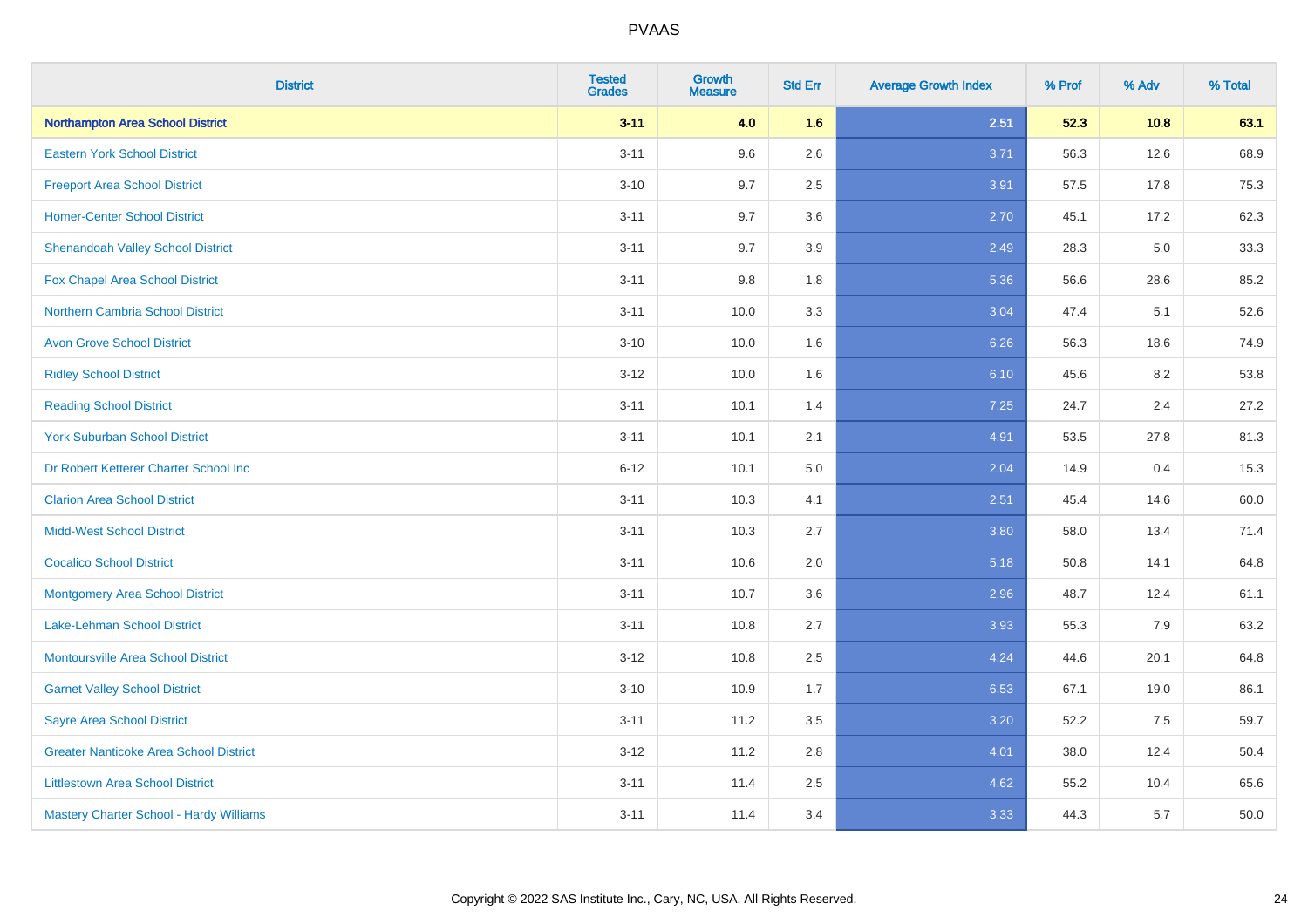| District | Tested Grades | Growth Measure | Std Err | Average Growth Index | % Prof | % Adv | % Total |
|---|---|---|---|---|---|---|---|
| **Northampton Area School District** | **3-11** | **4.0** | **1.6** | **2.51** | **52.3** | **10.8** | **63.1** |
| Eastern York School District | 3-11 | 9.6 | 2.6 | 3.71 | 56.3 | 12.6 | 68.9 |
| Freeport Area School District | 3-10 | 9.7 | 2.5 | 3.91 | 57.5 | 17.8 | 75.3 |
| Homer-Center School District | 3-11 | 9.7 | 3.6 | 2.70 | 45.1 | 17.2 | 62.3 |
| Shenandoah Valley School District | 3-11 | 9.7 | 3.9 | 2.49 | 28.3 | 5.0 | 33.3 |
| Fox Chapel Area School District | 3-11 | 9.8 | 1.8 | 5.36 | 56.6 | 28.6 | 85.2 |
| Northern Cambria School District | 3-11 | 10.0 | 3.3 | 3.04 | 47.4 | 5.1 | 52.6 |
| Avon Grove School District | 3-10 | 10.0 | 1.6 | 6.26 | 56.3 | 18.6 | 74.9 |
| Ridley School District | 3-12 | 10.0 | 1.6 | 6.10 | 45.6 | 8.2 | 53.8 |
| Reading School District | 3-11 | 10.1 | 1.4 | 7.25 | 24.7 | 2.4 | 27.2 |
| York Suburban School District | 3-11 | 10.1 | 2.1 | 4.91 | 53.5 | 27.8 | 81.3 |
| Dr Robert Ketterer Charter School Inc | 6-12 | 10.1 | 5.0 | 2.04 | 14.9 | 0.4 | 15.3 |
| Clarion Area School District | 3-11 | 10.3 | 4.1 | 2.51 | 45.4 | 14.6 | 60.0 |
| Midd-West School District | 3-11 | 10.3 | 2.7 | 3.80 | 58.0 | 13.4 | 71.4 |
| Cocalico School District | 3-11 | 10.6 | 2.0 | 5.18 | 50.8 | 14.1 | 64.8 |
| Montgomery Area School District | 3-11 | 10.7 | 3.6 | 2.96 | 48.7 | 12.4 | 61.1 |
| Lake-Lehman School District | 3-11 | 10.8 | 2.7 | 3.93 | 55.3 | 7.9 | 63.2 |
| Montoursville Area School District | 3-12 | 10.8 | 2.5 | 4.24 | 44.6 | 20.1 | 64.8 |
| Garnet Valley School District | 3-10 | 10.9 | 1.7 | 6.53 | 67.1 | 19.0 | 86.1 |
| Sayre Area School District | 3-11 | 11.2 | 3.5 | 3.20 | 52.2 | 7.5 | 59.7 |
| Greater Nanticoke Area School District | 3-12 | 11.2 | 2.8 | 4.01 | 38.0 | 12.4 | 50.4 |
| Littlestown Area School District | 3-11 | 11.4 | 2.5 | 4.62 | 55.2 | 10.4 | 65.6 |
| Mastery Charter School - Hardy Williams | 3-11 | 11.4 | 3.4 | 3.33 | 44.3 | 5.7 | 50.0 |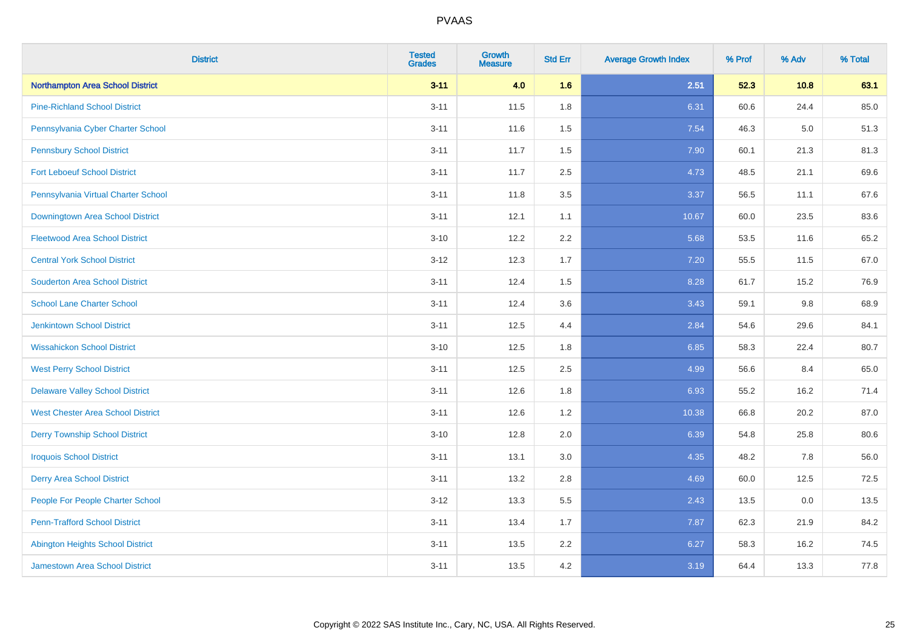| District | Tested Grades | Growth Measure | Std Err | Average Growth Index | % Prof | % Adv | % Total |
|---|---|---|---|---|---|---|---|
| **Northampton Area School District** | **3-11** | **4.0** | **1.6** | **2.51** | **52.3** | **10.8** | **63.1** |
| Pine-Richland School District | 3-11 | 11.5 | 1.8 | 6.31 | 60.6 | 24.4 | 85.0 |
| Pennsylvania Cyber Charter School | 3-11 | 11.6 | 1.5 | 7.54 | 46.3 | 5.0 | 51.3 |
| Pennsbury School District | 3-11 | 11.7 | 1.5 | 7.90 | 60.1 | 21.3 | 81.3 |
| Fort Leboeuf School District | 3-11 | 11.7 | 2.5 | 4.73 | 48.5 | 21.1 | 69.6 |
| Pennsylvania Virtual Charter School | 3-11 | 11.8 | 3.5 | 3.37 | 56.5 | 11.1 | 67.6 |
| Downingtown Area School District | 3-11 | 12.1 | 1.1 | 10.67 | 60.0 | 23.5 | 83.6 |
| Fleetwood Area School District | 3-10 | 12.2 | 2.2 | 5.68 | 53.5 | 11.6 | 65.2 |
| Central York School District | 3-12 | 12.3 | 1.7 | 7.20 | 55.5 | 11.5 | 67.0 |
| Souderton Area School District | 3-11 | 12.4 | 1.5 | 8.28 | 61.7 | 15.2 | 76.9 |
| School Lane Charter School | 3-11 | 12.4 | 3.6 | 3.43 | 59.1 | 9.8 | 68.9 |
| Jenkintown School District | 3-11 | 12.5 | 4.4 | 2.84 | 54.6 | 29.6 | 84.1 |
| Wissahickon School District | 3-10 | 12.5 | 1.8 | 6.85 | 58.3 | 22.4 | 80.7 |
| West Perry School District | 3-11 | 12.5 | 2.5 | 4.99 | 56.6 | 8.4 | 65.0 |
| Delaware Valley School District | 3-11 | 12.6 | 1.8 | 6.93 | 55.2 | 16.2 | 71.4 |
| West Chester Area School District | 3-11 | 12.6 | 1.2 | 10.38 | 66.8 | 20.2 | 87.0 |
| Derry Township School District | 3-10 | 12.8 | 2.0 | 6.39 | 54.8 | 25.8 | 80.6 |
| Iroquois School District | 3-11 | 13.1 | 3.0 | 4.35 | 48.2 | 7.8 | 56.0 |
| Derry Area School District | 3-11 | 13.2 | 2.8 | 4.69 | 60.0 | 12.5 | 72.5 |
| People For People Charter School | 3-12 | 13.3 | 5.5 | 2.43 | 13.5 | 0.0 | 13.5 |
| Penn-Trafford School District | 3-11 | 13.4 | 1.7 | 7.87 | 62.3 | 21.9 | 84.2 |
| Abington Heights School District | 3-11 | 13.5 | 2.2 | 6.27 | 58.3 | 16.2 | 74.5 |
| Jamestown Area School District | 3-11 | 13.5 | 4.2 | 3.19 | 64.4 | 13.3 | 77.8 |

Copyright © 2022 SAS Institute Inc., Cary, NC, USA. All Rights Reserved.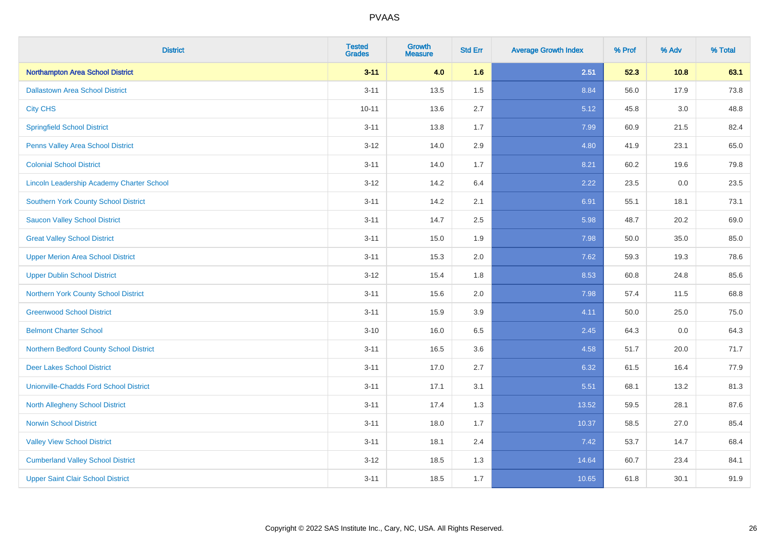| District | Tested Grades | Growth Measure | Std Err | Average Growth Index | % Prof | % Adv | % Total |
|---|---|---|---|---|---|---|---|
| **Northampton Area School District** | **3-11** | **4.0** | **1.6** | **2.51** | **52.3** | **10.8** | **63.1** |
| Dallastown Area School District | 3-11 | 13.5 | 1.5 | 8.84 | 56.0 | 17.9 | 73.8 |
| City CHS | 10-11 | 13.6 | 2.7 | 5.12 | 45.8 | 3.0 | 48.8 |
| Springfield School District | 3-11 | 13.8 | 1.7 | 7.99 | 60.9 | 21.5 | 82.4 |
| Penns Valley Area School District | 3-12 | 14.0 | 2.9 | 4.80 | 41.9 | 23.1 | 65.0 |
| Colonial School District | 3-11 | 14.0 | 1.7 | 8.21 | 60.2 | 19.6 | 79.8 |
| Lincoln Leadership Academy Charter School | 3-12 | 14.2 | 6.4 | 2.22 | 23.5 | 0.0 | 23.5 |
| Southern York County School District | 3-11 | 14.2 | 2.1 | 6.91 | 55.1 | 18.1 | 73.1 |
| Saucon Valley School District | 3-11 | 14.7 | 2.5 | 5.98 | 48.7 | 20.2 | 69.0 |
| Great Valley School District | 3-11 | 15.0 | 1.9 | 7.98 | 50.0 | 35.0 | 85.0 |
| Upper Merion Area School District | 3-11 | 15.3 | 2.0 | 7.62 | 59.3 | 19.3 | 78.6 |
| Upper Dublin School District | 3-12 | 15.4 | 1.8 | 8.53 | 60.8 | 24.8 | 85.6 |
| Northern York County School District | 3-11 | 15.6 | 2.0 | 7.98 | 57.4 | 11.5 | 68.8 |
| Greenwood School District | 3-11 | 15.9 | 3.9 | 4.11 | 50.0 | 25.0 | 75.0 |
| Belmont Charter School | 3-10 | 16.0 | 6.5 | 2.45 | 64.3 | 0.0 | 64.3 |
| Northern Bedford County School District | 3-11 | 16.5 | 3.6 | 4.58 | 51.7 | 20.0 | 71.7 |
| Deer Lakes School District | 3-11 | 17.0 | 2.7 | 6.32 | 61.5 | 16.4 | 77.9 |
| Unionville-Chadds Ford School District | 3-11 | 17.1 | 3.1 | 5.51 | 68.1 | 13.2 | 81.3 |
| North Allegheny School District | 3-11 | 17.4 | 1.3 | 13.52 | 59.5 | 28.1 | 87.6 |
| Norwin School District | 3-11 | 18.0 | 1.7 | 10.37 | 58.5 | 27.0 | 85.4 |
| Valley View School District | 3-11 | 18.1 | 2.4 | 7.42 | 53.7 | 14.7 | 68.4 |
| Cumberland Valley School District | 3-12 | 18.5 | 1.3 | 14.64 | 60.7 | 23.4 | 84.1 |
| Upper Saint Clair School District | 3-11 | 18.5 | 1.7 | 10.65 | 61.8 | 30.1 | 91.9 |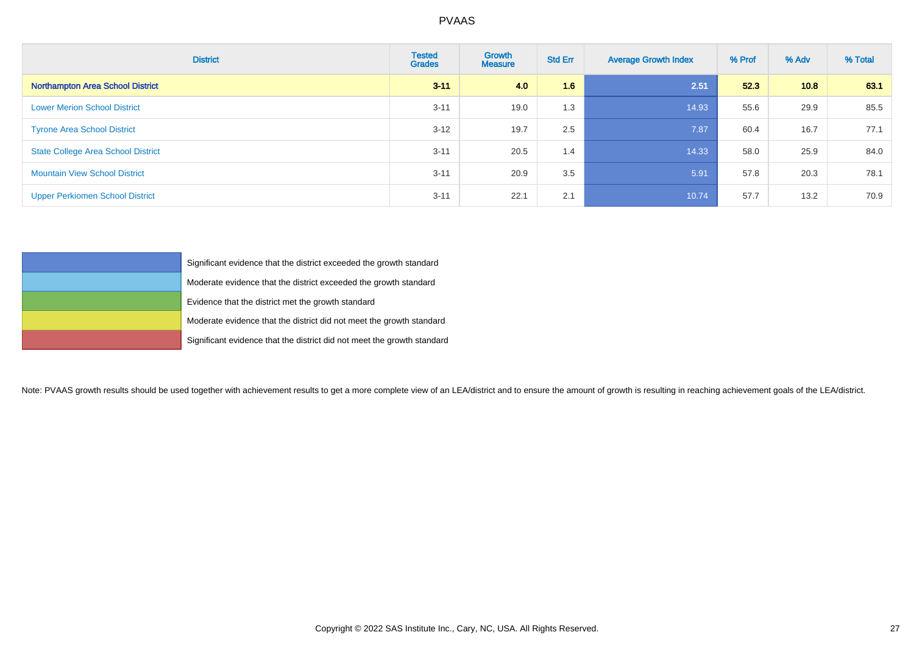# PVAAS

| District | Tested Grades | Growth Measure | Std Err | Average Growth Index | % Prof | % Adv | % Total |
|---|---|---|---|---|---|---|---|
| **Northampton Area School District** | **3-11** | **4.0** | **1.6** | **2.51** | **52.3** | **10.8** | **63.1** |
| Lower Merion School District | 3-11 | 19.0 | 1.3 | 14.93 | 55.6 | 29.9 | 85.5 |
| Tyrone Area School District | 3-12 | 19.7 | 2.5 | 7.87 | 60.4 | 16.7 | 77.1 |
| State College Area School District | 3-11 | 20.5 | 1.4 | 14.33 | 58.0 | 25.9 | 84.0 |
| Mountain View School District | 3-11 | 20.9 | 3.5 | 5.91 | 57.8 | 20.3 | 78.1 |
| Upper Perkiomen School District | 3-11 | 22.1 | 2.1 | 10.74 | 57.7 | 13.2 | 70.9 |

Significant evidence that the district exceeded the growth standard

Moderate evidence that the district exceeded the growth standard

Evidence that the district met the growth standard

Moderate evidence that the district did not meet the growth standard

Significant evidence that the district did not meet the growth standard

Note: PVAAS growth results should be used together with achievement results to get a more complete view of an LEA/district and to ensure the amount of growth is resulting in reaching achievement goals of the LEA/district.

Copyright © 2022 SAS Institute Inc., Cary, NC, USA. All Rights Reserved.